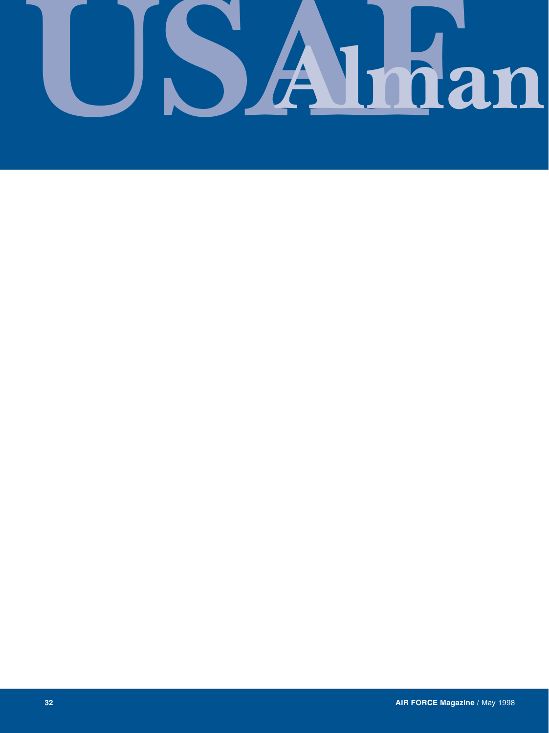# USAF Almanac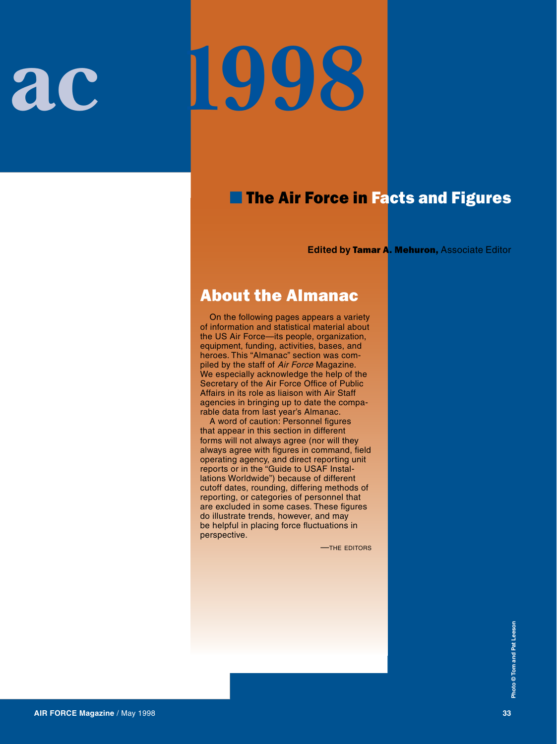# ac 1998

## The Air Force in Facts and Figures

**Edited by Tamar A. Mehuron,** Associate Editor

## About the Almanac

On the following pages appears a variety of information and statistical material about the US Air Force—its people, organization, equipment, funding, activities, bases, and heroes. This "Almanac" section was compiled by the staff of *Air Force* Magazine. We especially acknowledge the help of the Secretary of the Air Force Office of Public Affairs in its role as liaison with Air Staff agencies in bringing up to date the comparable data from last year's Almanac.

A word of caution: Personnel figures that appear in this section in different forms will not always agree (nor will they always agree with figures in command, field operating agency, and direct reporting unit reports or in the "Guide to USAF Installations Worldwide") because of different cutoff dates, rounding, differing methods of reporting, or categories of personnel that are excluded in some cases. These figures do illustrate trends, however, and may be helpful in placing force fluctuations in perspective.

—THE EDITORS

Photo © Tom and Pat Leeson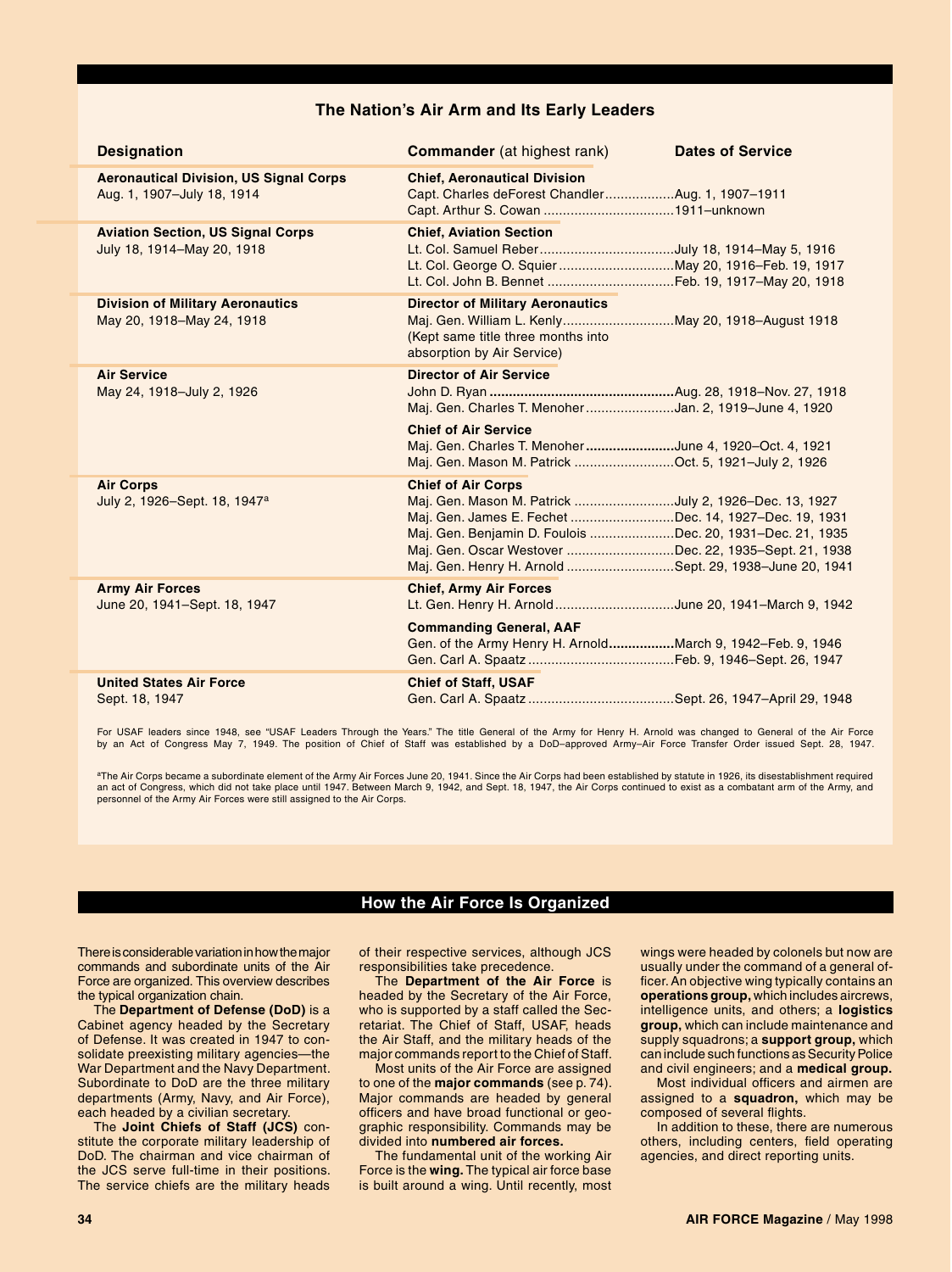## The Nation's Air Arm and Its Early Leaders

| Designation | Commander (at highest rank) | Dates of Service |
|---|---|---|
| **Aeronautical Division, US Signal Corps** Aug. 1, 1907–July 18, 1914 | **Chief, Aeronautical Division** | |
| | Capt. Charles deForest Chandler | Aug. 1, 1907–1911 |
| | Capt. Arthur S. Cowan | 1911–unknown |
| **Aviation Section, US Signal Corps** July 18, 1914–May 20, 1918 | **Chief, Aviation Section** | |
| | Lt. Col. Samuel Reber | July 18, 1914–May 5, 1916 |
| | Lt. Col. George O. Squier | May 20, 1916–Feb. 19, 1917 |
| | Lt. Col. John B. Bennet | Feb. 19, 1917–May 20, 1918 |
| **Division of Military Aeronautics** May 20, 1918–May 24, 1918 | **Director of Military Aeronautics** | |
| | Maj. Gen. William L. Kenly (Kept same title three months into absorption by Air Service) | May 20, 1918–August 1918 |
| **Air Service** May 24, 1918–July 2, 1926 | **Director of Air Service** | |
| | John D. Ryan | Aug. 28, 1918–Nov. 27, 1918 |
| | Maj. Gen. Charles T. Menoher | Jan. 2, 1919–June 4, 1920 |
| | **Chief of Air Service** | |
| | Maj. Gen. Charles T. Menoher | June 4, 1920–Oct. 4, 1921 |
| | Maj. Gen. Mason M. Patrick | Oct. 5, 1921–July 2, 1926 |
| **Air Corps** July 2, 1926–Sept. 18, 1947[a] | **Chief of Air Corps** | |
| | Maj. Gen. Mason M. Patrick | July 2, 1926–Dec. 13, 1927 |
| | Maj. Gen. James E. Fechet | Dec. 14, 1927–Dec. 19, 1931 |
| | Maj. Gen. Benjamin D. Foulois | Dec. 20, 1931–Dec. 21, 1935 |
| | Maj. Gen. Oscar Westover | Dec. 22, 1935–Sept. 21, 1938 |
| | Maj. Gen. Henry H. Arnold | Sept. 29, 1938–June 20, 1941 |
| **Army Air Forces** June 20, 1941–Sept. 18, 1947 | **Chief, Army Air Forces** | |
| | Lt. Gen. Henry H. Arnold | June 20, 1941–March 9, 1942 |
| | **Commanding General, AAF** | |
| | Gen. of the Army Henry H. Arnold | March 9, 1942–Feb. 9, 1946 |
| | Gen. Carl A. Spaatz | Feb. 9, 1946–Sept. 26, 1947 |
| **United States Air Force** Sept. 18, 1947 | **Chief of Staff, USAF** | |
| | Gen. Carl A. Spaatz | Sept. 26, 1947–April 29, 1948 |

For USAF leaders since 1948, see "USAF Leaders Through the Years." The title General of the Army for Henry H. Arnold was changed to General of the Air Force by an Act of Congress May 7, 1949. The position of Chief of Staff was established by a DoD–approved Army–Air Force Transfer Order issued Sept. 28, 1947.

[a]The Air Corps became a subordinate element of the Army Air Forces June 20, 1941. Since the Air Corps had been established by statute in 1926, its disestablishment required an act of Congress, which did not take place until 1947. Between March 9, 1942, and Sept. 18, 1947, the Air Corps continued to exist as a combatant arm of the Army, and personnel of the Army Air Forces were still assigned to the Air Corps.

## How the Air Force Is Organized

There is considerable variation in how the major commands and subordinate units of the Air Force are organized. This overview describes the typical organization chain.

The **Department of Defense (DoD)** is a Cabinet agency headed by the Secretary of Defense. It was created in 1947 to consolidate preexisting military agencies—the War Department and the Navy Department. Subordinate to DoD are the three military departments (Army, Navy, and Air Force), each headed by a civilian secretary.

The **Joint Chiefs of Staff (JCS)** constitute the corporate military leadership of DoD. The chairman and vice chairman of the JCS serve full-time in their positions. The service chiefs are the military heads of their respective services, although JCS responsibilities take precedence.

The **Department of the Air Force** is headed by the Secretary of the Air Force, who is supported by a staff called the Secretariat. The Chief of Staff, USAF, heads the Air Staff, and the military heads of the major commands report to the Chief of Staff.

Most units of the Air Force are assigned to one of the **major commands** (see p. 74). Major commands are headed by general officers and have broad functional or geographic responsibility. Commands may be divided into **numbered air forces.**

The fundamental unit of the working Air Force is the **wing.** The typical air force base is built around a wing. Until recently, most wings were headed by colonels but now are usually under the command of a general officer. An objective wing typically contains an **operations group,** which includes aircrews, intelligence units, and others; a **logistics group,** which can include maintenance and supply squadrons; a **support group,** which can include such functions as Security Police and civil engineers; and a **medical group.**

Most individual officers and airmen are assigned to a **squadron,** which may be composed of several flights.

In addition to these, there are numerous others, including centers, field operating agencies, and direct reporting units.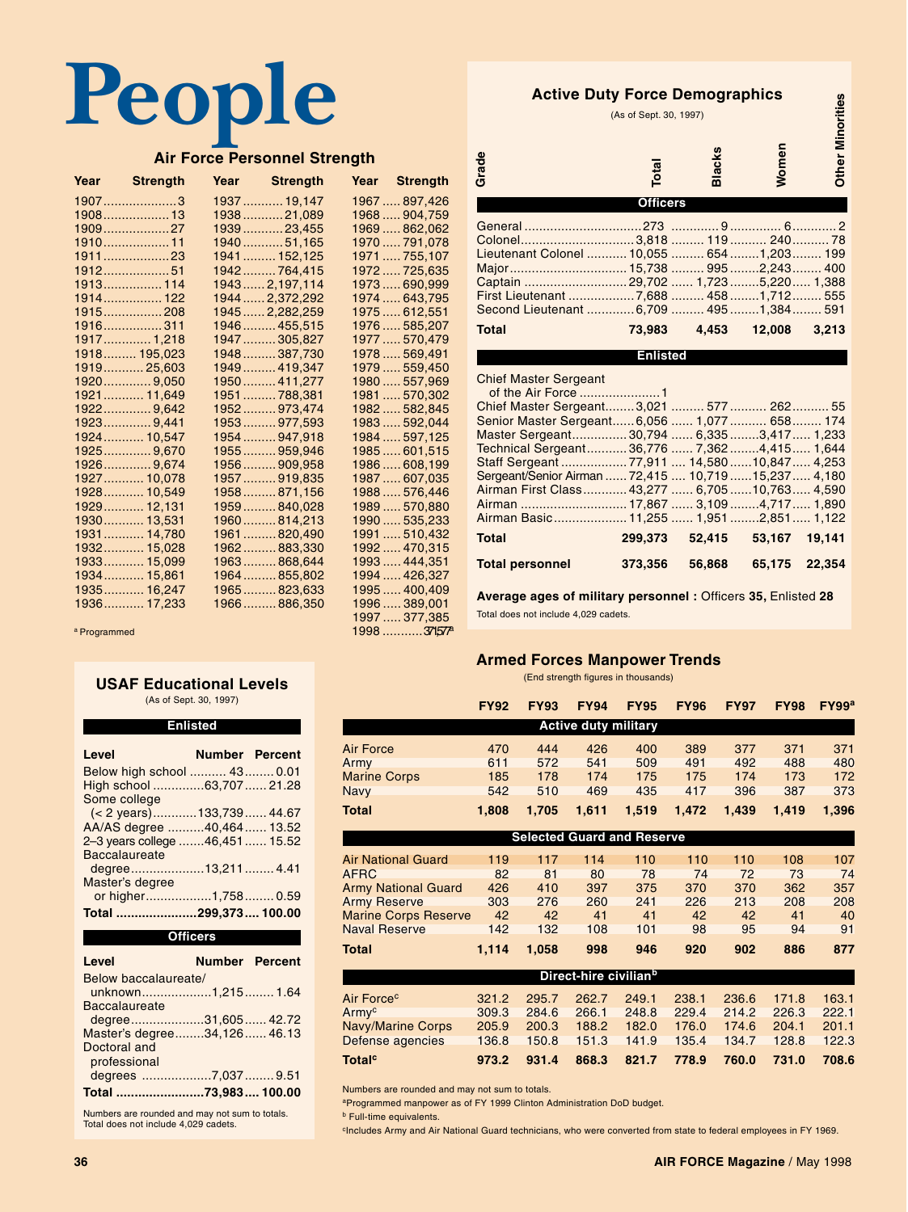# People

## Air Force Personnel Strength

| Year | Strength | Year | Strength | Year | Strength |
|---|---|---|---|---|---|
| 1907 | 3 | 1937 | 19,147 | 1967 | 897,426 |
| 1908 | 13 | 1938 | 21,089 | 1968 | 904,759 |
| 1909 | 27 | 1939 | 23,455 | 1969 | 862,062 |
| 1910 | 11 | 1940 | 51,165 | 1970 | 791,078 |
| 1911 | 23 | 1941 | 152,125 | 1971 | 755,107 |
| 1912 | 51 | 1942 | 764,415 | 1972 | 725,635 |
| 1913 | 114 | 1943 | 2,197,114 | 1973 | 690,999 |
| 1914 | 122 | 1944 | 2,372,292 | 1974 | 643,795 |
| 1915 | 208 | 1945 | 2,282,259 | 1975 | 612,551 |
| 1916 | 311 | 1946 | 455,515 | 1976 | 585,207 |
| 1917 | 1,218 | 1947 | 305,827 | 1977 | 570,479 |
| 1918 | 195,023 | 1948 | 387,730 | 1978 | 569,491 |
| 1919 | 25,603 | 1949 | 419,347 | 1979 | 559,450 |
| 1920 | 9,050 | 1950 | 411,277 | 1980 | 557,969 |
| 1921 | 11,649 | 1951 | 788,381 | 1981 | 570,302 |
| 1922 | 9,642 | 1952 | 973,474 | 1982 | 582,845 |
| 1923 | 9,441 | 1953 | 977,593 | 1983 | 592,044 |
| 1924 | 10,547 | 1954 | 947,918 | 1984 | 597,125 |
| 1925 | 9,670 | 1955 | 959,946 | 1985 | 601,515 |
| 1926 | 9,674 | 1956 | 909,958 | 1986 | 608,199 |
| 1927 | 10,078 | 1957 | 919,835 | 1987 | 607,035 |
| 1928 | 10,549 | 1958 | 871,156 | 1988 | 576,446 |
| 1929 | 12,131 | 1959 | 840,028 | 1989 | 570,880 |
| 1930 | 13,531 | 1960 | 814,213 | 1990 | 535,233 |
| 1931 | 14,780 | 1961 | 820,490 | 1991 | 510,432 |
| 1932 | 15,028 | 1962 | 883,330 | 1992 | 470,315 |
| 1933 | 15,099 | 1963 | 868,644 | 1993 | 444,351 |
| 1934 | 15,861 | 1964 | 855,802 | 1994 | 426,327 |
| 1935 | 16,247 | 1965 | 823,633 | 1995 | 400,409 |
| 1936 | 17,233 | 1966 | 886,350 | 1996 | 389,001 |
| | | | | 1997 | 377,385 |
| | | | | 1998 | 371,577[a] |

[a] Programmed

## Active Duty Force Demographics

(As of Sept. 30, 1997)

| Grade | Total | Blacks | Women | Other Minorities |
|---|---|---|---|---|
| **Officers** | | | | |
| General | 273 | 9 | 6 | 2 |
| Colonel | 3,818 | 119 | 240 | 78 |
| Lieutenant Colonel | 10,055 | 654 | 1,203 | 199 |
| Major | 15,738 | 995 | 2,243 | 400 |
| Captain | 29,702 | 1,723 | 5,220 | 1,388 |
| First Lieutenant | 7,688 | 458 | 1,712 | 555 |
| Second Lieutenant | 6,709 | 495 | 1,384 | 591 |
| **Total** | **73,983** | **4,453** | **12,008** | **3,213** |
| **Enlisted** | | | | |
| Chief Master Sergeant of the Air Force | 1 | | | |
| Chief Master Sergeant | 3,021 | 577 | 262 | 55 |
| Senior Master Sergeant | 6,056 | 1,077 | 658 | 174 |
| Master Sergeant | 30,794 | 6,335 | 3,417 | 1,233 |
| Technical Sergeant | 36,776 | 7,362 | 4,415 | 1,644 |
| Staff Sergeant | 77,911 | 14,580 | 10,847 | 4,253 |
| Sergeant/Senior Airman | 72,415 | 10,719 | 15,237 | 4,180 |
| Airman First Class | 43,277 | 6,705 | 10,763 | 4,590 |
| Airman | 17,867 | 3,109 | 4,717 | 1,890 |
| Airman Basic | 11,255 | 1,951 | 2,851 | 1,122 |
| **Total** | **299,373** | **52,415** | **53,167** | **19,141** |
| **Total personnel** | **373,356** | **56,868** | **65,175** | **22,354** |

**Average ages of military personnel :** Officers **35**, Enlisted **28**

Total does not include 4,029 cadets.

## USAF Educational Levels

(As of Sept. 30, 1997)

| Level | Number | Percent |
|---|---|---|
| **Enlisted** | | |
| Below high school | 43 | 0.01 |
| High school | 63,707 | 21.28 |
| Some college (< 2 years) | 133,739 | 44.67 |
| AA/AS degree | 40,464 | 13.52 |
| 2–3 years college | 46,451 | 15.52 |
| Baccalaureate degree | 13,211 | 4.41 |
| Master's degree or higher | 1,758 | 0.59 |
| **Total** | **299,373** | **100.00** |
| **Officers** | | |
| Below baccalaureate/ unknown | 1,215 | 1.64 |
| Baccalaureate degree | 31,605 | 42.72 |
| Master's degree | 34,126 | 46.13 |
| Doctoral and professional degrees | 7,037 | 9.51 |
| **Total** | **73,983** | **100.00** |

Numbers are rounded and may not sum to totals.
Total does not include 4,029 cadets.

## Armed Forces Manpower Trends

(End strength figures in thousands)

| | FY92 | FY93 | FY94 | FY95 | FY96 | FY97 | FY98 | FY99[a] |
|---|---|---|---|---|---|---|---|---|
| **Active duty military** | | | | | | | | |
| Air Force | 470 | 444 | 426 | 400 | 389 | 377 | 371 | 371 |
| Army | 611 | 572 | 541 | 509 | 491 | 492 | 488 | 480 |
| Marine Corps | 185 | 178 | 174 | 175 | 175 | 174 | 173 | 172 |
| Navy | 542 | 510 | 469 | 435 | 417 | 396 | 387 | 373 |
| **Total** | **1,808** | **1,705** | **1,611** | **1,519** | **1,472** | **1,439** | **1,419** | **1,396** |
| **Selected Guard and Reserve** | | | | | | | | |
| Air National Guard | 119 | 117 | 114 | 110 | 110 | 110 | 108 | 107 |
| AFRC | 82 | 81 | 80 | 78 | 74 | 72 | 73 | 74 |
| Army National Guard | 426 | 410 | 397 | 375 | 370 | 370 | 362 | 357 |
| Army Reserve | 303 | 276 | 260 | 241 | 226 | 213 | 208 | 208 |
| Marine Corps Reserve | 42 | 42 | 41 | 41 | 42 | 42 | 41 | 40 |
| Naval Reserve | 142 | 132 | 108 | 101 | 98 | 95 | 94 | 91 |
| **Total** | **1,114** | **1,058** | **998** | **946** | **920** | **902** | **886** | **877** |
| **Direct-hire civilian[b]** | | | | | | | | |
| Air Force[c] | 321.2 | 295.7 | 262.7 | 249.1 | 238.1 | 236.6 | 171.8 | 163.1 |
| Army[c] | 309.3 | 284.6 | 266.1 | 248.8 | 229.4 | 214.2 | 226.3 | 222.1 |
| Navy/Marine Corps | 205.9 | 200.3 | 188.2 | 182.0 | 176.0 | 174.6 | 204.1 | 201.1 |
| Defense agencies | 136.8 | 150.8 | 151.3 | 141.9 | 135.4 | 134.7 | 128.8 | 122.3 |
| **Total[c]** | **973.2** | **931.4** | **868.3** | **821.7** | **778.9** | **760.0** | **731.0** | **708.6** |

Numbers are rounded and may not sum to totals.

[a] Programmed manpower as of FY 1999 Clinton Administration DoD budget.

[b] Full-time equivalents.

[c] Includes Army and Air National Guard technicians, who were converted from state to federal employees in FY 1969.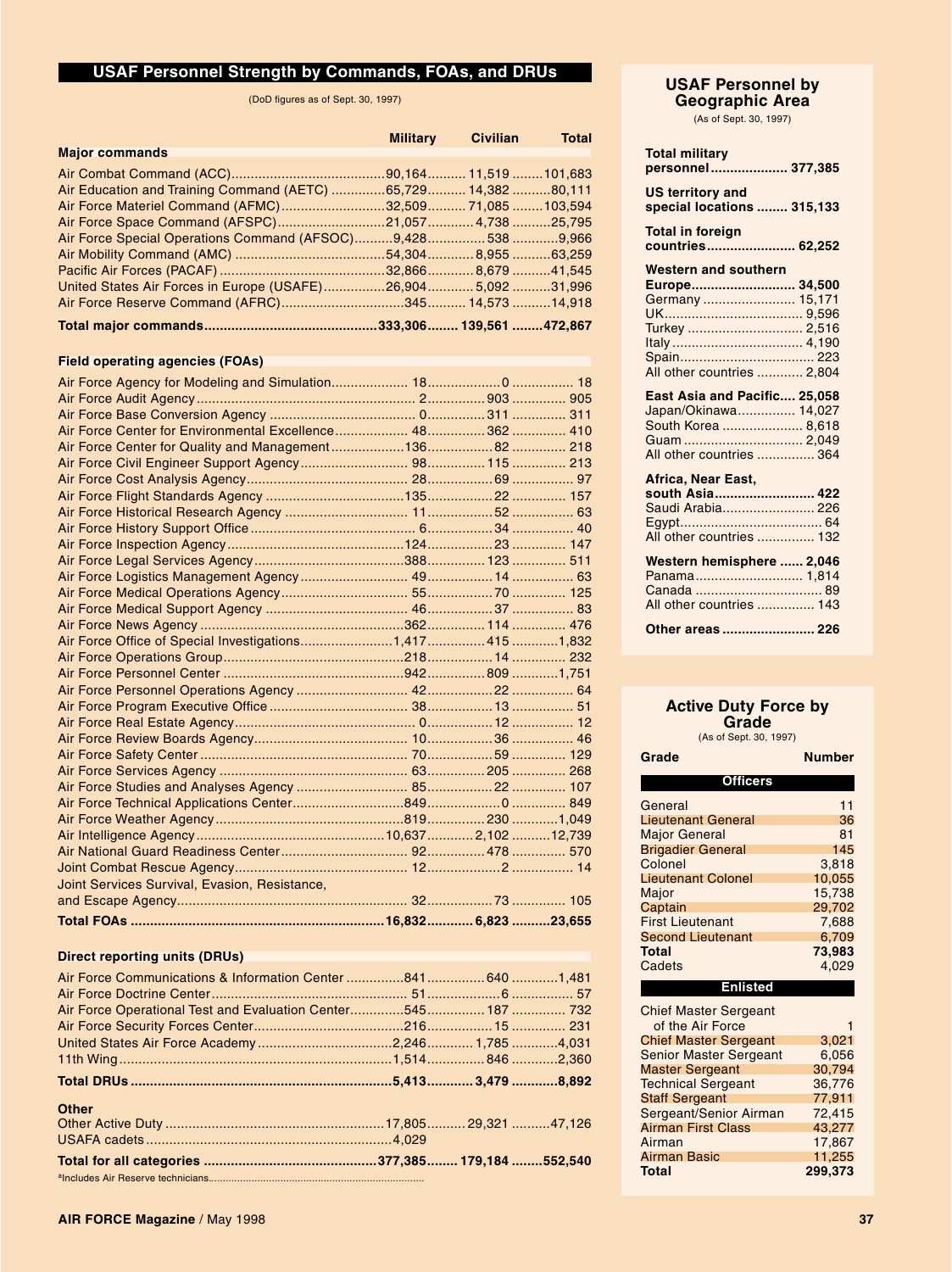## USAF Personnel Strength by Commands, FOAs, and DRUs

(DoD figures as of Sept. 30, 1997)

| | Military | Civilian | Total |
|---|---|---|---|
| **Major commands** | | | |
| Air Combat Command (ACC) | 90,164 | 11,519 | 101,683 |
| Air Education and Training Command (AETC) | 65,729 | 14,382 | 80,111 |
| Air Force Materiel Command (AFMC) | 32,509 | 71,085 | 103,594 |
| Air Force Space Command (AFSPC) | 21,057 | 4,738 | 25,795 |
| Air Force Special Operations Command (AFSOC) | 9,428 | 538 | 9,966 |
| Air Mobility Command (AMC) | 54,304 | 8,955 | 63,259 |
| Pacific Air Forces (PACAF) | 32,866 | 8,679 | 41,545 |
| United States Air Forces in Europe (USAFE) | 26,904 | 5,092 | 31,996 |
| Air Force Reserve Command (AFRC) | 345 | 14,573 | 14,918 |
| **Total major commands** | **333,306** | **139,561** | **472,867** |
| **Field operating agencies (FOAs)** | | | |
| Air Force Agency for Modeling and Simulation | 18 | 0 | 18 |
| Air Force Audit Agency | 2 | 903 | 905 |
| Air Force Base Conversion Agency | 0 | 311 | 311 |
| Air Force Center for Environmental Excellence | 48 | 362 | 410 |
| Air Force Center for Quality and Management | 136 | 82 | 218 |
| Air Force Civil Engineer Support Agency | 98 | 115 | 213 |
| Air Force Cost Analysis Agency | 28 | 69 | 97 |
| Air Force Flight Standards Agency | 135 | 22 | 157 |
| Air Force Historical Research Agency | 11 | 52 | 63 |
| Air Force History Support Office | 6 | 34 | 40 |
| Air Force Inspection Agency | 124 | 23 | 147 |
| Air Force Legal Services Agency | 388 | 123 | 511 |
| Air Force Logistics Management Agency | 49 | 14 | 63 |
| Air Force Medical Operations Agency | 55 | 70 | 125 |
| Air Force Medical Support Agency | 46 | 37 | 83 |
| Air Force News Agency | 362 | 114 | 476 |
| Air Force Office of Special Investigations | 1,417 | 415 | 1,832 |
| Air Force Operations Group | 218 | 14 | 232 |
| Air Force Personnel Center | 942 | 809 | 1,751 |
| Air Force Personnel Operations Agency | 42 | 22 | 64 |
| Air Force Program Executive Office | 38 | 13 | 51 |
| Air Force Real Estate Agency | 0 | 12 | 12 |
| Air Force Review Boards Agency | 10 | 36 | 46 |
| Air Force Safety Center | 70 | 59 | 129 |
| Air Force Services Agency | 63 | 205 | 268 |
| Air Force Studies and Analyses Agency | 85 | 22 | 107 |
| Air Force Technical Applications Center | 849 | 0 | 849 |
| Air Force Weather Agency | 819 | 230 | 1,049 |
| Air Intelligence Agency | 10,637 | 2,102 | 12,739 |
| Air National Guard Readiness Center | 92 | 478 | 570 |
| Joint Combat Rescue Agency | 12 | 2 | 14 |
| Joint Services Survival, Evasion, Resistance, and Escape Agency | 32 | 73 | 105 |
| **Total FOAs** | **16,832** | **6,823** | **23,655** |
| **Direct reporting units (DRUs)** | | | |
| Air Force Communications & Information Center | 841 | 640 | 1,481 |
| Air Force Doctrine Center | 51 | 6 | 57 |
| Air Force Operational Test and Evaluation Center | 545 | 187 | 732 |
| Air Force Security Forces Center | 216 | 15 | 231 |
| United States Air Force Academy | 2,246 | 1,785 | 4,031 |
| 11th Wing | 1,514 | 846 | 2,360 |
| **Total DRUs** | **5,413** | **3,479** | **8,892** |
| **Other** | | | |
| Other Active Duty | 17,805 | 29,321 | 47,126 |
| USAFA cadets | 4,029 | | |
| **Total for all categories** | **377,385** | **179,184** | **552,540** |

[a]Includes Air Reserve technicians.

## USAF Personnel by Geographic Area

(As of Sept. 30, 1997)

| Area | Number |
|---|---|
| **Total military personnel** | **377,385** |
| **US territory and special locations** | **315,133** |
| **Total in foreign countries** | **62,252** |
| **Western and southern Europe** | **34,500** |
| Germany | 15,171 |
| UK | 9,596 |
| Turkey | 2,516 |
| Italy | 4,190 |
| Spain | 223 |
| All other countries | 2,804 |
| **East Asia and Pacific** | **25,058** |
| Japan/Okinawa | 14,027 |
| South Korea | 8,618 |
| Guam | 2,049 |
| All other countries | 364 |
| **Africa, Near East, south Asia** | **422** |
| Saudi Arabia | 226 |
| Egypt | 64 |
| All other countries | 132 |
| **Western hemisphere** | **2,046** |
| Panama | 1,814 |
| Canada | 89 |
| All other countries | 143 |
| **Other areas** | **226** |

## Active Duty Force by Grade

(As of Sept. 30, 1997)

| Grade | Number |
|---|---|
| **Officers** | |
| General | 11 |
| Lieutenant General | 36 |
| Major General | 81 |
| Brigadier General | 145 |
| Colonel | 3,818 |
| Lieutenant Colonel | 10,055 |
| Major | 15,738 |
| Captain | 29,702 |
| First Lieutenant | 7,688 |
| Second Lieutenant | 6,709 |
| **Total** | **73,983** |
| Cadets | 4,029 |
| **Enlisted** | |
| Chief Master Sergeant of the Air Force | 1 |
| Chief Master Sergeant | 3,021 |
| Senior Master Sergeant | 6,056 |
| Master Sergeant | 30,794 |
| Technical Sergeant | 36,776 |
| Staff Sergeant | 77,911 |
| Sergeant/Senior Airman | 72,415 |
| Airman First Class | 43,277 |
| Airman | 17,867 |
| Airman Basic | 11,255 |
| **Total** | **299,373** |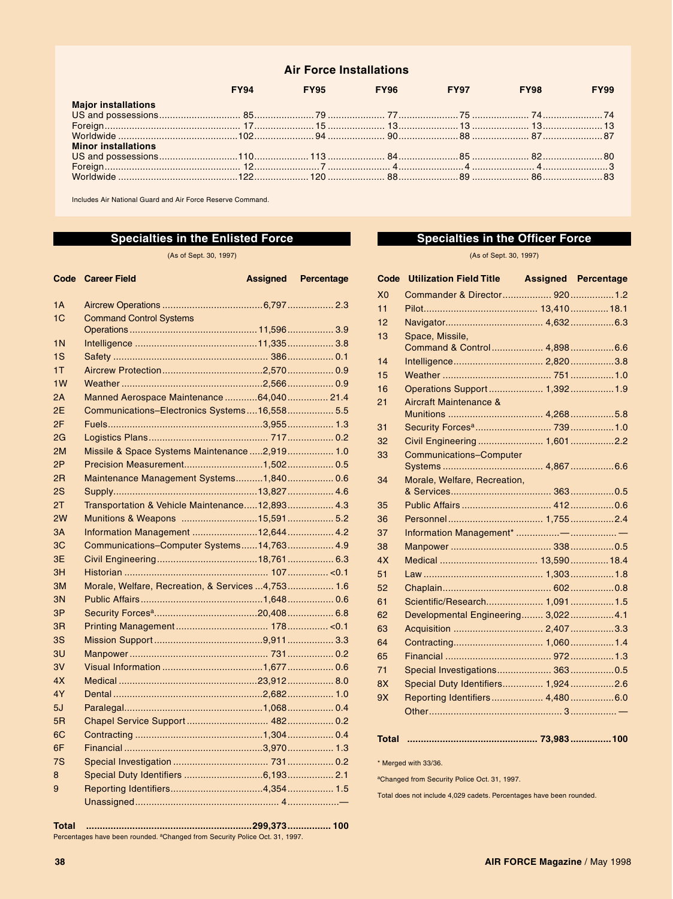## Air Force Installations

| | FY94 | FY95 | FY96 | FY97 | FY98 | FY99 |
|---|---|---|---|---|---|---|
| **Major installations** | | | | | | |
| US and possessions | 85 | 79 | 77 | 75 | 74 | 74 |
| Foreign | 17 | 15 | 13 | 13 | 13 | 13 |
| Worldwide | 102 | 94 | 90 | 88 | 87 | 87 |
| **Minor installations** | | | | | | |
| US and possessions | 110 | 113 | 84 | 85 | 82 | 80 |
| Foreign | 12 | 7 | 4 | 4 | 4 | 3 |
| Worldwide | 122 | 120 | 88 | 89 | 86 | 83 |

Includes Air National Guard and Air Force Reserve Command.

## Specialties in the Enlisted Force

(As of Sept. 30, 1997)

| Code | Career Field | Assigned | Percentage |
|---|---|---|---|
| 1A | Aircrew Operations | 6,797 | 2.3 |
| 1C | Command Control Systems Operations | 11,596 | 3.9 |
| 1N | Intelligence | 11,335 | 3.8 |
| 1S | Safety | 386 | 0.1 |
| 1T | Aircrew Protection | 2,570 | 0.9 |
| 1W | Weather | 2,566 | 0.9 |
| 2A | Manned Aerospace Maintenance | 64,040 | 21.4 |
| 2E | Communications–Electronics Systems | 16,558 | 5.5 |
| 2F | Fuels | 3,955 | 1.3 |
| 2G | Logistics Plans | 717 | 0.2 |
| 2M | Missile & Space Systems Maintenance | 2,919 | 1.0 |
| 2P | Precision Measurement | 1,502 | 0.5 |
| 2R | Maintenance Management Systems | 1,840 | 0.6 |
| 2S | Supply | 13,827 | 4.6 |
| 2T | Transportation & Vehicle Maintenance | 12,893 | 4.3 |
| 2W | Munitions & Weapons | 15,591 | 5.2 |
| 3A | Information Management | 12,644 | 4.2 |
| 3C | Communications–Computer Systems | 14,763 | 4.9 |
| 3E | Civil Engineering | 18,761 | 6.3 |
| 3H | Historian | 107 | <0.1 |
| 3M | Morale, Welfare, Recreation, & Services | 4,753 | 1.6 |
| 3N | Public Affairs | 1,648 | 0.6 |
| 3P | Security Forces[a] | 20,408 | 6.8 |
| 3R | Printing Management | 178 | <0.1 |
| 3S | Mission Support | 9,911 | 3.3 |
| 3U | Manpower | 731 | 0.2 |
| 3V | Visual Information | 1,677 | 0.6 |
| 4X | Medical | 23,912 | 8.0 |
| 4Y | Dental | 2,682 | 1.0 |
| 5J | Paralegal | 1,068 | 0.4 |
| 5R | Chapel Service Support | 482 | 0.2 |
| 6C | Contracting | 1,304 | 0.4 |
| 6F | Financial | 3,970 | 1.3 |
| 7S | Special Investigation | 731 | 0.2 |
| 8 | Special Duty Identifiers | 6,193 | 2.1 |
| 9 | Reporting Identifiers | 4,354 | 1.5 |
| | Unassigned | 4 | — |
| **Total** | | **299,373** | **100** |

Percentages have been rounded. [a]Changed from Security Police Oct. 31, 1997.

## Specialties in the Officer Force

(As of Sept. 30, 1997)

| Code | Utilization Field Title | Assigned | Percentage |
|---|---|---|---|
| X0 | Commander & Director | 920 | 1.2 |
| 11 | Pilot | 13,410 | 18.1 |
| 12 | Navigator | 4,632 | 6.3 |
| 13 | Space, Missile, Command & Control | 4,898 | 6.6 |
| 14 | Intelligence | 2,820 | 3.8 |
| 15 | Weather | 751 | 1.0 |
| 16 | Operations Support | 1,392 | 1.9 |
| 21 | Aircraft Maintenance & Munitions | 4,268 | 5.8 |
| 31 | Security Forces[a] | 739 | 1.0 |
| 32 | Civil Engineering | 1,601 | 2.2 |
| 33 | Communications–Computer Systems | 4,867 | 6.6 |
| 34 | Morale, Welfare, Recreation, & Services | 363 | 0.5 |
| 35 | Public Affairs | 412 | 0.6 |
| 36 | Personnel | 1,755 | 2.4 |
| 37 | Information Management* | — | — |
| 38 | Manpower | 338 | 0.5 |
| 4X | Medical | 13,590 | 18.4 |
| 51 | Law | 1,303 | 1.8 |
| 52 | Chaplain | 602 | 0.8 |
| 61 | Scientific/Research | 1,091 | 1.5 |
| 62 | Developmental Engineering | 3,022 | 4.1 |
| 63 | Acquisition | 2,407 | 3.3 |
| 64 | Contracting | 1,060 | 1.4 |
| 65 | Financial | 972 | 1.3 |
| 71 | Special Investigations | 363 | 0.5 |
| 8X | Special Duty Identifiers | 1,924 | 2.6 |
| 9X | Reporting Identifiers | 4,480 | 6.0 |
| | Other | 3 | — |
| **Total** | | **73,983** | **100** |

* Merged with 33/36.

[a]Changed from Security Police Oct. 31, 1997.

Total does not include 4,029 cadets. Percentages have been rounded.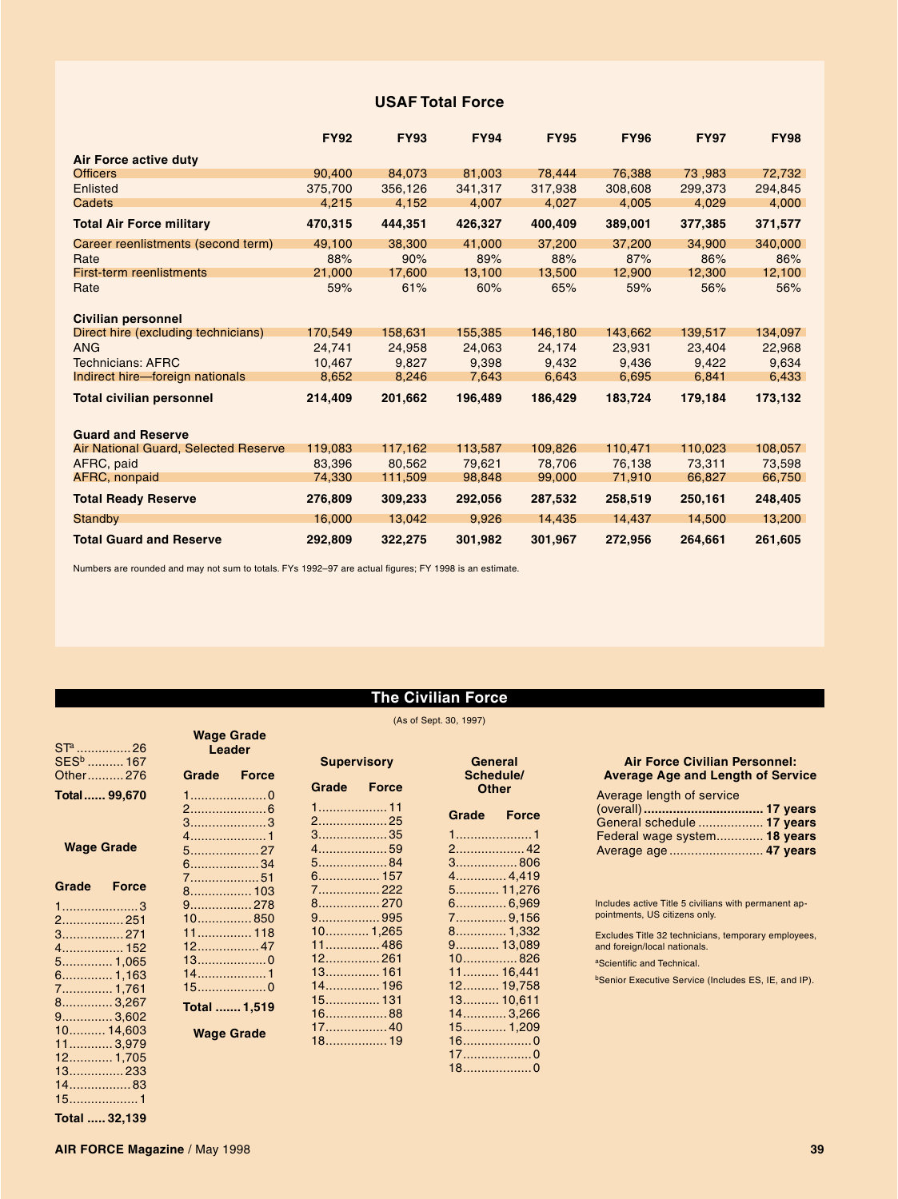## USAF Total Force

| | FY92 | FY93 | FY94 | FY95 | FY96 | FY97 | FY98 |
|---|---|---|---|---|---|---|---|
| **Air Force active duty** | | | | | | | |
| Officers | 90,400 | 84,073 | 81,003 | 78,444 | 76,388 | 73 ,983 | 72,732 |
| Enlisted | 375,700 | 356,126 | 341,317 | 317,938 | 308,608 | 299,373 | 294,845 |
| Cadets | 4,215 | 4,152 | 4,007 | 4,027 | 4,005 | 4,029 | 4,000 |
| **Total Air Force military** | **470,315** | **444,351** | **426,327** | **400,409** | **389,001** | **377,385** | **371,577** |
| Career reenlistments (second term) | 49,100 | 38,300 | 41,000 | 37,200 | 37,200 | 34,900 | 340,000 |
| Rate | 88% | 90% | 89% | 88% | 87% | 86% | 86% |
| First-term reenlistments | 21,000 | 17,600 | 13,100 | 13,500 | 12,900 | 12,300 | 12,100 |
| Rate | 59% | 61% | 60% | 65% | 59% | 56% | 56% |
| **Civilian personnel** | | | | | | | |
| Direct hire (excluding technicians) | 170,549 | 158,631 | 155,385 | 146,180 | 143,662 | 139,517 | 134,097 |
| ANG | 24,741 | 24,958 | 24,063 | 24,174 | 23,931 | 23,404 | 22,968 |
| Technicians: AFRC | 10,467 | 9,827 | 9,398 | 9,432 | 9,436 | 9,422 | 9,634 |
| Indirect hire—foreign nationals | 8,652 | 8,246 | 7,643 | 6,643 | 6,695 | 6,841 | 6,433 |
| **Total civilian personnel** | **214,409** | **201,662** | **196,489** | **186,429** | **183,724** | **179,184** | **173,132** |
| **Guard and Reserve** | | | | | | | |
| Air National Guard, Selected Reserve | 119,083 | 117,162 | 113,587 | 109,826 | 110,471 | 110,023 | 108,057 |
| AFRC, paid | 83,396 | 80,562 | 79,621 | 78,706 | 76,138 | 73,311 | 73,598 |
| AFRC, nonpaid | 74,330 | 111,509 | 98,848 | 99,000 | 71,910 | 66,827 | 66,750 |
| **Total Ready Reserve** | **276,809** | **309,233** | **292,056** | **287,532** | **258,519** | **250,161** | **248,405** |
| Standby | 16,000 | 13,042 | 9,926 | 14,435 | 14,437 | 14,500 | 13,200 |
| **Total Guard and Reserve** | **292,809** | **322,275** | **301,982** | **301,967** | **272,956** | **264,661** | **261,605** |

Numbers are rounded and may not sum to totals. FYs 1992–97 are actual figures; FY 1998 is an estimate.

## The Civilian Force

(As of Sept. 30, 1997)

ST[a] ........ 26
SES[b] ........ 167
Other ........ 276
**Total ...... 99,670**

### Wage Grade

| Grade | Force |
|---|---|
| 1 | 3 |
| 2 | 251 |
| 3 | 271 |
| 4 | 152 |
| 5 | 1,065 |
| 6 | 1,163 |
| 7 | 1,761 |
| 8 | 3,267 |
| 9 | 3,602 |
| 10 | 14,603 |
| 11 | 3,979 |
| 12 | 1,705 |
| 13 | 233 |
| 14 | 83 |
| 15 | 1 |
| **Total** | **32,139** |

### Wage Grade Leader

| Grade | Force |
|---|---|
| 1 | 0 |
| 2 | 6 |
| 3 | 3 |
| 4 | 1 |
| 5 | 27 |
| 6 | 34 |
| 7 | 51 |
| 8 | 103 |
| 9 | 278 |
| 10 | 850 |
| 11 | 118 |
| 12 | 47 |
| 13 | 0 |
| 14 | 1 |
| 15 | 0 |
| **Total** | **1,519** |

### Wage Grade Supervisory

| Grade | Force |
|---|---|
| 1 | 11 |
| 2 | 25 |
| 3 | 35 |
| 4 | 59 |
| 5 | 84 |
| 6 | 157 |
| 7 | 222 |
| 8 | 270 |
| 9 | 995 |
| 10 | 1,265 |
| 11 | 486 |
| 12 | 261 |
| 13 | 161 |
| 14 | 196 |
| 15 | 131 |
| 16 | 88 |
| 17 | 40 |
| 18 | 19 |

### General Schedule/ Other

| Grade | Force |
|---|---|
| 1 | 1 |
| 2 | 42 |
| 3 | 806 |
| 4 | 4,419 |
| 5 | 11,276 |
| 6 | 6,969 |
| 7 | 9,156 |
| 8 | 1,332 |
| 9 | 13,089 |
| 10 | 826 |
| 11 | 16,441 |
| 12 | 19,758 |
| 13 | 10,611 |
| 14 | 3,266 |
| 15 | 1,209 |
| 16 | 0 |
| 17 | 0 |
| 18 | 0 |

### Air Force Civilian Personnel: Average Age and Length of Service

Average length of service (overall) ........ **17 years**
General schedule ........ **17 years**
Federal wage system ........ **18 years**
Average age ........ **47 years**

Includes active Title 5 civilians with permanent appointments, US citizens only.

Excludes Title 32 technicians, temporary employees, and foreign/local nationals.

[a]Scientific and Technical.

[b]Senior Executive Service (Includes ES, IE, and IP).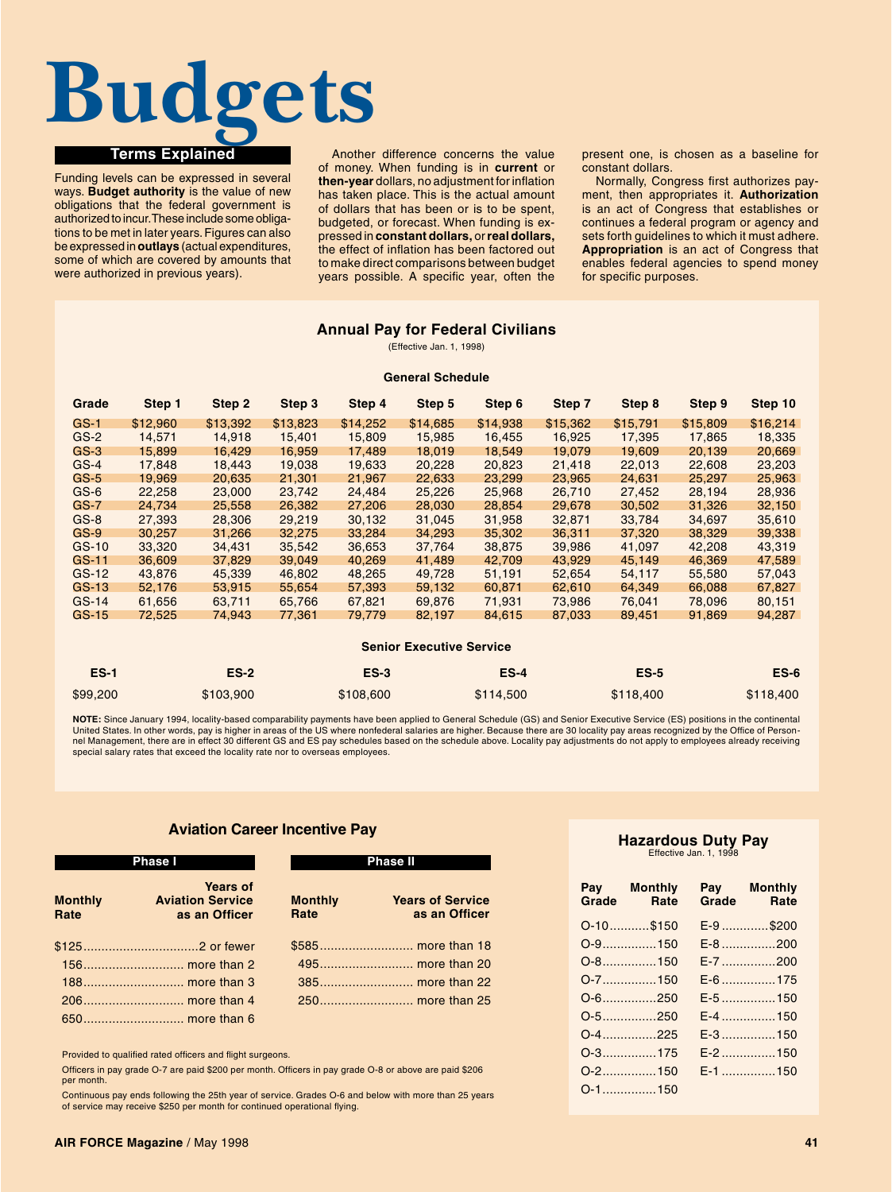# Budgets

## Terms Explained

Funding levels can be expressed in several ways. **Budget authority** is the value of new obligations that the federal government is authorized to incur. These include some obligations to be met in later years. Figures can also be expressed in **outlays** (actual expenditures, some of which are covered by amounts that were authorized in previous years).

Another difference concerns the value of money. When funding is in **current** or **then-year** dollars, no adjustment for inflation has taken place. This is the actual amount of dollars that has been or is to be spent, budgeted, or forecast. When funding is expressed in **constant dollars,** or **real dollars,** the effect of inflation has been factored out to make direct comparisons between budget years possible. A specific year, often the present one, is chosen as a baseline for constant dollars.

Normally, Congress first authorizes payment, then appropriates it. **Authorization** is an act of Congress that establishes or continues a federal program or agency and sets forth guidelines to which it must adhere. **Appropriation** is an act of Congress that enables federal agencies to spend money for specific purposes.

### Annual Pay for Federal Civilians

(Effective Jan. 1, 1998)

**General Schedule**

| Grade | Step 1 | Step 2 | Step 3 | Step 4 | Step 5 | Step 6 | Step 7 | Step 8 | Step 9 | Step 10 |
|---|---|---|---|---|---|---|---|---|---|---|
| GS-1 | $12,960 | $13,392 | $13,823 | $14,252 | $14,685 | $14,938 | $15,362 | $15,791 | $15,809 | $16,214 |
| GS-2 | 14,571 | 14,918 | 15,401 | 15,809 | 15,985 | 16,455 | 16,925 | 17,395 | 17,865 | 18,335 |
| GS-3 | 15,899 | 16,429 | 16,959 | 17,489 | 18,019 | 18,549 | 19,079 | 19,609 | 20,139 | 20,669 |
| GS-4 | 17,848 | 18,443 | 19,038 | 19,633 | 20,228 | 20,823 | 21,418 | 22,013 | 22,608 | 23,203 |
| GS-5 | 19,969 | 20,635 | 21,301 | 21,967 | 22,633 | 23,299 | 23,965 | 24,631 | 25,297 | 25,963 |
| GS-6 | 22,258 | 23,000 | 23,742 | 24,484 | 25,226 | 25,968 | 26,710 | 27,452 | 28,194 | 28,936 |
| GS-7 | 24,734 | 25,558 | 26,382 | 27,206 | 28,030 | 28,854 | 29,678 | 30,502 | 31,326 | 32,150 |
| GS-8 | 27,393 | 28,306 | 29,219 | 30,132 | 31,045 | 31,958 | 32,871 | 33,784 | 34,697 | 35,610 |
| GS-9 | 30,257 | 31,266 | 32,275 | 33,284 | 34,293 | 35,302 | 36,311 | 37,320 | 38,329 | 39,338 |
| GS-10 | 33,320 | 34,431 | 35,542 | 36,653 | 37,764 | 38,875 | 39,986 | 41,097 | 42,208 | 43,319 |
| GS-11 | 36,609 | 37,829 | 39,049 | 40,269 | 41,489 | 42,709 | 43,929 | 45,149 | 46,369 | 47,589 |
| GS-12 | 43,876 | 45,339 | 46,802 | 48,265 | 49,728 | 51,191 | 52,654 | 54,117 | 55,580 | 57,043 |
| GS-13 | 52,176 | 53,915 | 55,654 | 57,393 | 59,132 | 60,871 | 62,610 | 64,349 | 66,088 | 67,827 |
| GS-14 | 61,656 | 63,711 | 65,766 | 67,821 | 69,876 | 71,931 | 73,986 | 76,041 | 78,096 | 80,151 |
| GS-15 | 72,525 | 74,943 | 77,361 | 79,779 | 82,197 | 84,615 | 87,033 | 89,451 | 91,869 | 94,287 |

**Senior Executive Service**

| ES-1 | ES-2 | ES-3 | ES-4 | ES-5 | ES-6 |
|---|---|---|---|---|---|
| $99,200 | $103,900 | $108,600 | $114,500 | $118,400 | $118,400 |

**NOTE:** Since January 1994, locality-based comparability payments have been applied to General Schedule (GS) and Senior Executive Service (ES) positions in the continental United States. In other words, pay is higher in areas of the US where nonfederal salaries are higher. Because there are 30 locality pay areas recognized by the Office of Personnel Management, there are in effect 30 different GS and ES pay schedules based on the schedule above. Locality pay adjustments do not apply to employees already receiving special salary rates that exceed the locality rate nor to overseas employees.

### Aviation Career Incentive Pay

**Phase I**

| Monthly Rate | Years of Aviation Service as an Officer |
|---|---|
| $125 | 2 or fewer |
| 156 | more than 2 |
| 188 | more than 3 |
| 206 | more than 4 |
| 650 | more than 6 |

**Phase II**

| Monthly Rate | Years of Service as an Officer |
|---|---|
| $585 | more than 18 |
| 495 | more than 20 |
| 385 | more than 22 |
| 250 | more than 25 |

Provided to qualified rated officers and flight surgeons.

Officers in pay grade O-7 are paid $200 per month. Officers in pay grade O-8 or above are paid $206 per month.

Continuous pay ends following the 25th year of service. Grades O-6 and below with more than 25 years of service may receive $250 per month for continued operational flying.

### Hazardous Duty Pay

Effective Jan. 1, 1998

| Pay Grade | Monthly Rate | Pay Grade | Monthly Rate |
|---|---|---|---|
| O-10 | $150 | E-9 | $200 |
| O-9 | 150 | E-8 | 200 |
| O-8 | 150 | E-7 | 200 |
| O-7 | 150 | E-6 | 175 |
| O-6 | 250 | E-5 | 150 |
| O-5 | 250 | E-4 | 150 |
| O-4 | 225 | E-3 | 150 |
| O-3 | 175 | E-2 | 150 |
| O-2 | 150 | E-1 | 150 |
| O-1 | 150 | | |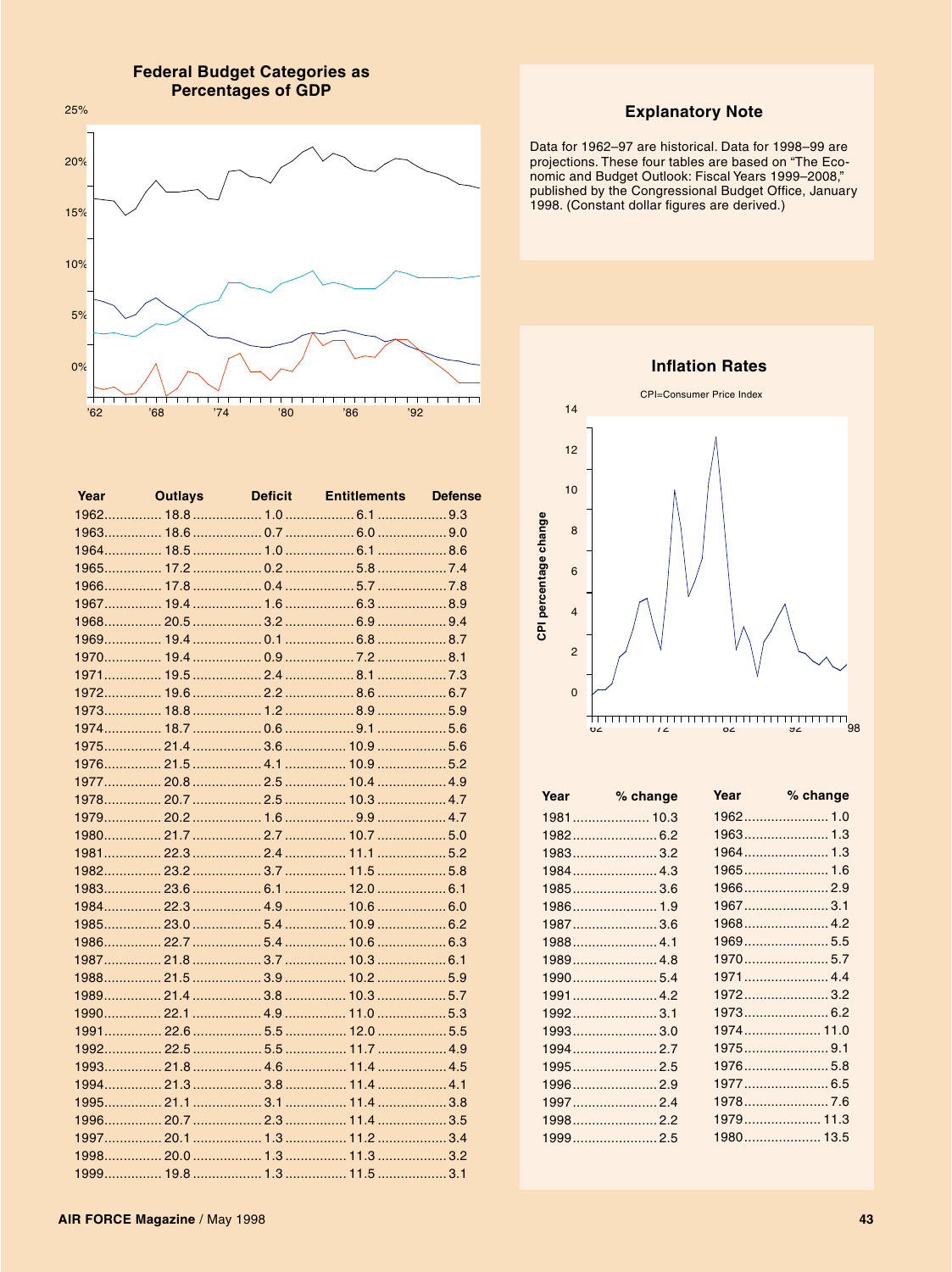## Federal Budget Categories as Percentages of GDP

| Year | Outlays | Deficit | Entitlements | Defense |
|---|---|---|---|---|
| 1962 | 18.8 | 1.0 | 6.1 | 9.3 |
| 1963 | 18.6 | 0.7 | 6.0 | 9.0 |
| 1964 | 18.5 | 1.0 | 6.1 | 8.6 |
| 1965 | 17.2 | 0.2 | 5.8 | 7.4 |
| 1966 | 17.8 | 0.4 | 5.7 | 7.8 |
| 1967 | 19.4 | 1.6 | 6.3 | 8.9 |
| 1968 | 20.5 | 3.2 | 6.9 | 9.4 |
| 1969 | 19.4 | 0.1 | 6.8 | 8.7 |
| 1970 | 19.4 | 0.9 | 7.2 | 8.1 |
| 1971 | 19.5 | 2.4 | 8.1 | 7.3 |
| 1972 | 19.6 | 2.2 | 8.6 | 6.7 |
| 1973 | 18.8 | 1.2 | 8.9 | 5.9 |
| 1974 | 18.7 | 0.6 | 9.1 | 5.6 |
| 1975 | 21.4 | 3.6 | 10.9 | 5.6 |
| 1976 | 21.5 | 4.1 | 10.9 | 5.2 |
| 1977 | 20.8 | 2.5 | 10.4 | 4.9 |
| 1978 | 20.7 | 2.5 | 10.3 | 4.7 |
| 1979 | 20.2 | 1.6 | 9.9 | 4.7 |
| 1980 | 21.7 | 2.7 | 10.7 | 5.0 |
| 1981 | 22.3 | 2.4 | 11.1 | 5.2 |
| 1982 | 23.2 | 3.7 | 11.5 | 5.8 |
| 1983 | 23.6 | 6.1 | 12.0 | 6.1 |
| 1984 | 22.3 | 4.9 | 10.6 | 6.0 |
| 1985 | 23.0 | 5.4 | 10.9 | 6.2 |
| 1986 | 22.7 | 5.4 | 10.6 | 6.3 |
| 1987 | 21.8 | 3.7 | 10.3 | 6.1 |
| 1988 | 21.5 | 3.9 | 10.2 | 5.9 |
| 1989 | 21.4 | 3.8 | 10.3 | 5.7 |
| 1990 | 22.1 | 4.9 | 11.0 | 5.3 |
| 1991 | 22.6 | 5.5 | 12.0 | 5.5 |
| 1992 | 22.5 | 5.5 | 11.7 | 4.9 |
| 1993 | 21.8 | 4.6 | 11.4 | 4.5 |
| 1994 | 21.3 | 3.8 | 11.4 | 4.1 |
| 1995 | 21.1 | 3.1 | 11.4 | 3.8 |
| 1996 | 20.7 | 2.3 | 11.4 | 3.5 |
| 1997 | 20.1 | 1.3 | 11.2 | 3.4 |
| 1998 | 20.0 | 1.3 | 11.3 | 3.2 |
| 1999 | 19.8 | 1.3 | 11.5 | 3.1 |

### Explanatory Note

Data for 1962–97 are historical. Data for 1998–99 are projections. These four tables are based on "The Economic and Budget Outlook: Fiscal Years 1999–2008," published by the Congressional Budget Office, January 1998. (Constant dollar figures are derived.)

## Inflation Rates

CPI=Consumer Price Index

| Year | % change |
|---|---|
| 1962 | 1.0 |
| 1963 | 1.3 |
| 1964 | 1.3 |
| 1965 | 1.6 |
| 1966 | 2.9 |
| 1967 | 3.1 |
| 1968 | 4.2 |
| 1969 | 5.5 |
| 1970 | 5.7 |
| 1971 | 4.4 |
| 1972 | 3.2 |
| 1973 | 6.2 |
| 1974 | 11.0 |
| 1975 | 9.1 |
| 1976 | 5.8 |
| 1977 | 6.5 |
| 1978 | 7.6 |
| 1979 | 11.3 |
| 1980 | 13.5 |
| 1981 | 10.3 |
| 1982 | 6.2 |
| 1983 | 3.2 |
| 1984 | 4.3 |
| 1985 | 3.6 |
| 1986 | 1.9 |
| 1987 | 3.6 |
| 1988 | 4.1 |
| 1989 | 4.8 |
| 1990 | 5.4 |
| 1991 | 4.2 |
| 1992 | 3.1 |
| 1993 | 3.0 |
| 1994 | 2.7 |
| 1995 | 2.5 |
| 1996 | 2.9 |
| 1997 | 2.4 |
| 1998 | 2.2 |
| 1999 | 2.5 |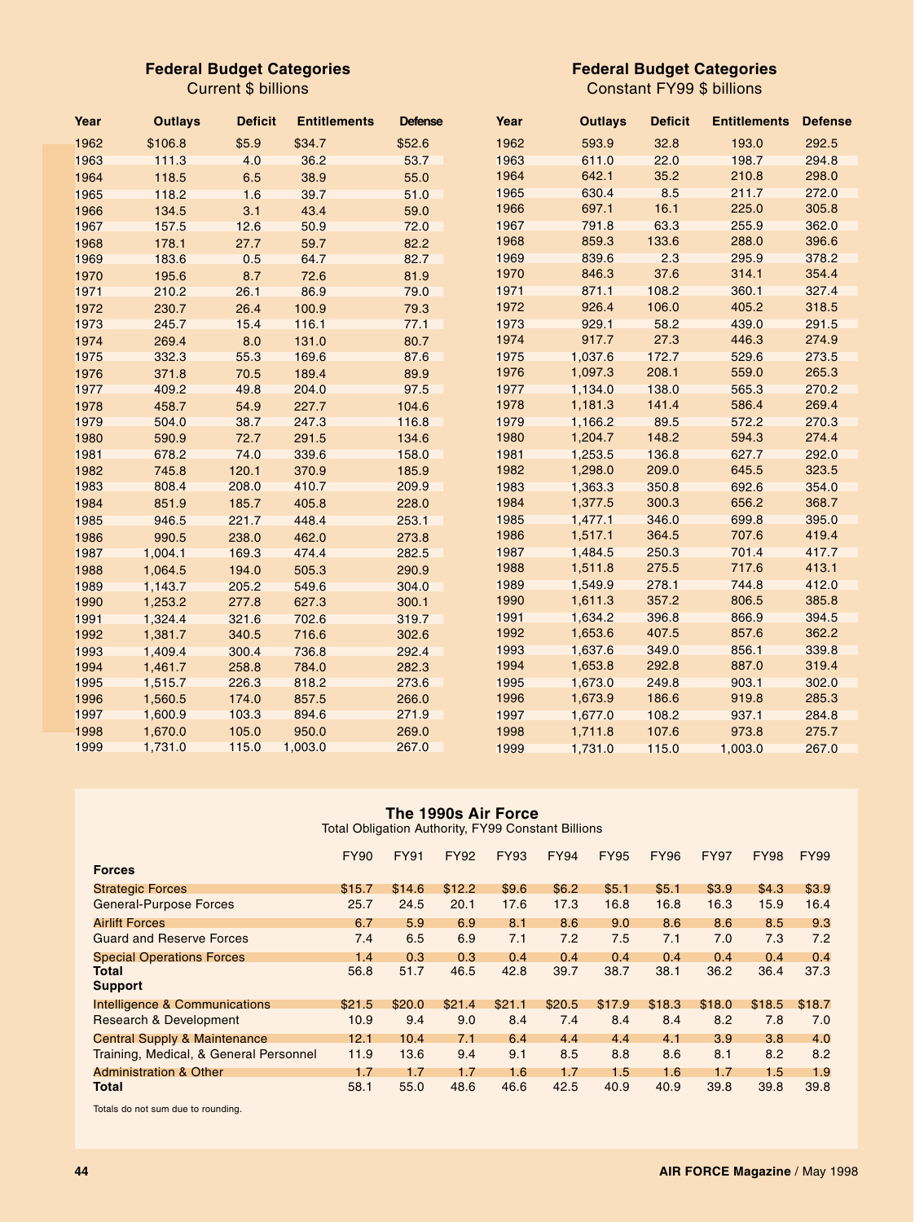### Federal Budget Categories

Current $ billions

| Year | Outlays | Deficit | Entitlements | Defense |
|---|---|---|---|---|
| 1962 | $106.8 | $5.9 | $34.7 | $52.6 |
| 1963 | 111.3 | 4.0 | 36.2 | 53.7 |
| 1964 | 118.5 | 6.5 | 38.9 | 55.0 |
| 1965 | 118.2 | 1.6 | 39.7 | 51.0 |
| 1966 | 134.5 | 3.1 | 43.4 | 59.0 |
| 1967 | 157.5 | 12.6 | 50.9 | 72.0 |
| 1968 | 178.1 | 27.7 | 59.7 | 82.2 |
| 1969 | 183.6 | 0.5 | 64.7 | 82.7 |
| 1970 | 195.6 | 8.7 | 72.6 | 81.9 |
| 1971 | 210.2 | 26.1 | 86.9 | 79.0 |
| 1972 | 230.7 | 26.4 | 100.9 | 79.3 |
| 1973 | 245.7 | 15.4 | 116.1 | 77.1 |
| 1974 | 269.4 | 8.0 | 131.0 | 80.7 |
| 1975 | 332.3 | 55.3 | 169.6 | 87.6 |
| 1976 | 371.8 | 70.5 | 189.4 | 89.9 |
| 1977 | 409.2 | 49.8 | 204.0 | 97.5 |
| 1978 | 458.7 | 54.9 | 227.7 | 104.6 |
| 1979 | 504.0 | 38.7 | 247.3 | 116.8 |
| 1980 | 590.9 | 72.7 | 291.5 | 134.6 |
| 1981 | 678.2 | 74.0 | 339.6 | 158.0 |
| 1982 | 745.8 | 120.1 | 370.9 | 185.9 |
| 1983 | 808.4 | 208.0 | 410.7 | 209.9 |
| 1984 | 851.9 | 185.7 | 405.8 | 228.0 |
| 1985 | 946.5 | 221.7 | 448.4 | 253.1 |
| 1986 | 990.5 | 238.0 | 462.0 | 273.8 |
| 1987 | 1,004.1 | 169.3 | 474.4 | 282.5 |
| 1988 | 1,064.5 | 194.0 | 505.3 | 290.9 |
| 1989 | 1,143.7 | 205.2 | 549.6 | 304.0 |
| 1990 | 1,253.2 | 277.8 | 627.3 | 300.1 |
| 1991 | 1,324.4 | 321.6 | 702.6 | 319.7 |
| 1992 | 1,381.7 | 340.5 | 716.6 | 302.6 |
| 1993 | 1,409.4 | 300.4 | 736.8 | 292.4 |
| 1994 | 1,461.7 | 258.8 | 784.0 | 282.3 |
| 1995 | 1,515.7 | 226.3 | 818.2 | 273.6 |
| 1996 | 1,560.5 | 174.0 | 857.5 | 266.0 |
| 1997 | 1,600.9 | 103.3 | 894.6 | 271.9 |
| 1998 | 1,670.0 | 105.0 | 950.0 | 269.0 |
| 1999 | 1,731.0 | 115.0 | 1,003.0 | 267.0 |

### Federal Budget Categories

Constant FY99 $ billions

| Year | Outlays | Deficit | Entitlements | Defense |
|---|---|---|---|---|
| 1962 | 593.9 | 32.8 | 193.0 | 292.5 |
| 1963 | 611.0 | 22.0 | 198.7 | 294.8 |
| 1964 | 642.1 | 35.2 | 210.8 | 298.0 |
| 1965 | 630.4 | 8.5 | 211.7 | 272.0 |
| 1966 | 697.1 | 16.1 | 225.0 | 305.8 |
| 1967 | 791.8 | 63.3 | 255.9 | 362.0 |
| 1968 | 859.3 | 133.6 | 288.0 | 396.6 |
| 1969 | 839.6 | 2.3 | 295.9 | 378.2 |
| 1970 | 846.3 | 37.6 | 314.1 | 354.4 |
| 1971 | 871.1 | 108.2 | 360.1 | 327.4 |
| 1972 | 926.4 | 106.0 | 405.2 | 318.5 |
| 1973 | 929.1 | 58.2 | 439.0 | 291.5 |
| 1974 | 917.7 | 27.3 | 446.3 | 274.9 |
| 1975 | 1,037.6 | 172.7 | 529.6 | 273.5 |
| 1976 | 1,097.3 | 208.1 | 559.0 | 265.3 |
| 1977 | 1,134.0 | 138.0 | 565.3 | 270.2 |
| 1978 | 1,181.3 | 141.4 | 586.4 | 269.4 |
| 1979 | 1,166.2 | 89.5 | 572.2 | 270.3 |
| 1980 | 1,204.7 | 148.2 | 594.3 | 274.4 |
| 1981 | 1,253.5 | 136.8 | 627.7 | 292.0 |
| 1982 | 1,298.0 | 209.0 | 645.5 | 323.5 |
| 1983 | 1,363.3 | 350.8 | 692.6 | 354.0 |
| 1984 | 1,377.5 | 300.3 | 656.2 | 368.7 |
| 1985 | 1,477.1 | 346.0 | 699.8 | 395.0 |
| 1986 | 1,517.1 | 364.5 | 707.6 | 419.4 |
| 1987 | 1,484.5 | 250.3 | 701.4 | 417.7 |
| 1988 | 1,511.8 | 275.5 | 717.6 | 413.1 |
| 1989 | 1,549.9 | 278.1 | 744.8 | 412.0 |
| 1990 | 1,611.3 | 357.2 | 806.5 | 385.8 |
| 1991 | 1,634.2 | 396.8 | 866.9 | 394.5 |
| 1992 | 1,653.6 | 407.5 | 857.6 | 362.2 |
| 1993 | 1,637.6 | 349.0 | 856.1 | 339.8 |
| 1994 | 1,653.8 | 292.8 | 887.0 | 319.4 |
| 1995 | 1,673.0 | 249.8 | 903.1 | 302.0 |
| 1996 | 1,673.9 | 186.6 | 919.8 | 285.3 |
| 1997 | 1,677.0 | 108.2 | 937.1 | 284.8 |
| 1998 | 1,711.8 | 107.6 | 973.8 | 275.7 |
| 1999 | 1,731.0 | 115.0 | 1,003.0 | 267.0 |

### The 1990s Air Force

Total Obligation Authority, FY99 Constant Billions

| | FY90 | FY91 | FY92 | FY93 | FY94 | FY95 | FY96 | FY97 | FY98 | FY99 |
|---|---|---|---|---|---|---|---|---|---|---|
| **Forces** | | | | | | | | | | |
| Strategic Forces | $15.7 | $14.6 | $12.2 | $9.6 | $6.2 | $5.1 | $5.1 | $3.9 | $4.3 | $3.9 |
| General-Purpose Forces | 25.7 | 24.5 | 20.1 | 17.6 | 17.3 | 16.8 | 16.8 | 16.3 | 15.9 | 16.4 |
| Airlift Forces | 6.7 | 5.9 | 6.9 | 8.1 | 8.6 | 9.0 | 8.6 | 8.6 | 8.5 | 9.3 |
| Guard and Reserve Forces | 7.4 | 6.5 | 6.9 | 7.1 | 7.2 | 7.5 | 7.1 | 7.0 | 7.3 | 7.2 |
| Special Operations Forces | 1.4 | 0.3 | 0.3 | 0.4 | 0.4 | 0.4 | 0.4 | 0.4 | 0.4 | 0.4 |
| **Total** | 56.8 | 51.7 | 46.5 | 42.8 | 39.7 | 38.7 | 38.1 | 36.2 | 36.4 | 37.3 |
| **Support** | | | | | | | | | | |
| Intelligence & Communications | $21.5 | $20.0 | $21.4 | $21.1 | $20.5 | $17.9 | $18.3 | $18.0 | $18.5 | $18.7 |
| Research & Development | 10.9 | 9.4 | 9.0 | 8.4 | 7.4 | 8.4 | 8.4 | 8.2 | 7.8 | 7.0 |
| Central Supply & Maintenance | 12.1 | 10.4 | 7.1 | 6.4 | 4.4 | 4.4 | 4.1 | 3.9 | 3.8 | 4.0 |
| Training, Medical, & General Personnel | 11.9 | 13.6 | 9.4 | 9.1 | 8.5 | 8.8 | 8.6 | 8.1 | 8.2 | 8.2 |
| Administration & Other | 1.7 | 1.7 | 1.7 | 1.6 | 1.7 | 1.5 | 1.6 | 1.7 | 1.5 | 1.9 |
| **Total** | 58.1 | 55.0 | 48.6 | 46.6 | 42.5 | 40.9 | 40.9 | 39.8 | 39.8 | 39.8 |

Totals do not sum due to rounding.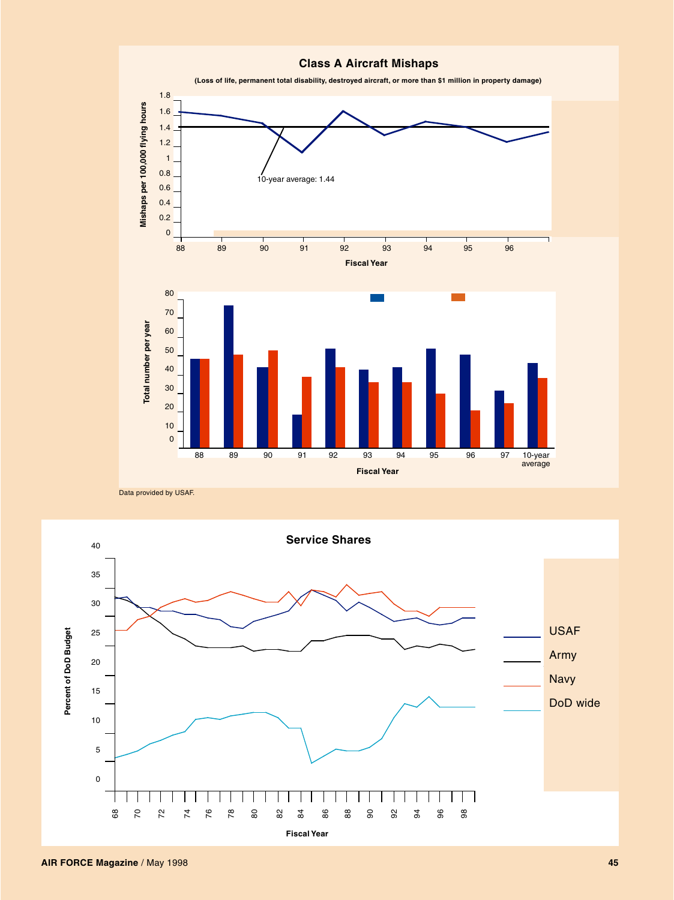## Class A Aircraft Mishaps

**(Loss of life, permanent total disability, destroyed aircraft, or more than $1 million in property damage)**

Mishaps per 100,000 flying hours

10-year average: 1.44

Fiscal Year

Total number per year

Fiscal Year

Data provided by USAF.

## Service Shares

Percent of DoD Budget

USAF

Army

Navy

DoD wide

Fiscal Year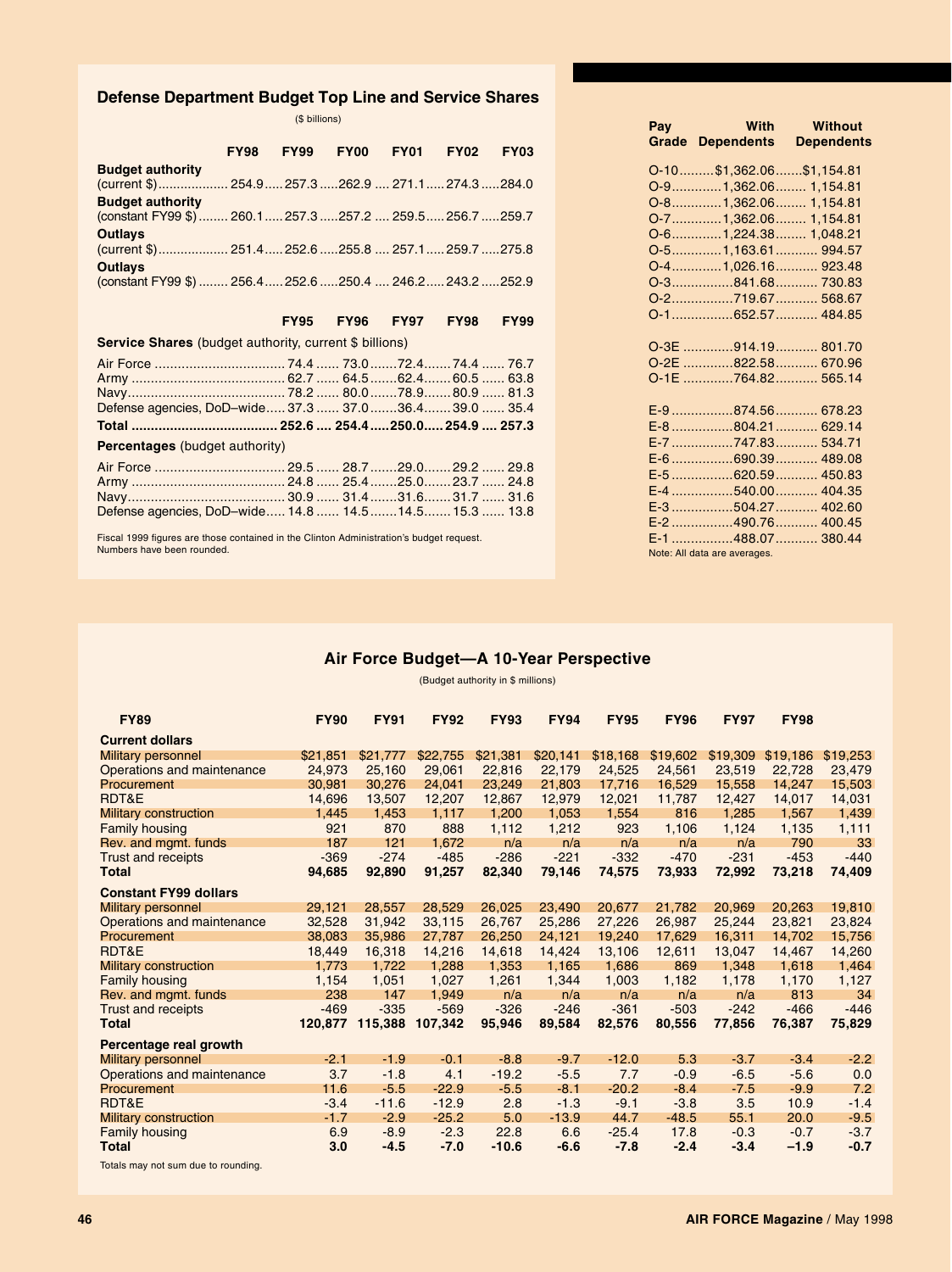## Defense Department Budget Top Line and Service Shares

($ billions)

| | FY98 | FY99 | FY00 | FY01 | FY02 | FY03 |
|---|---|---|---|---|---|---|
| **Budget authority** (current $) | 254.9 | 257.3 | 262.9 | 271.1 | 274.3 | 284.0 |
| **Budget authority** (constant FY99 $) | 260.1 | 257.3 | 257.2 | 259.5 | 256.7 | 259.7 |
| **Outlays** (current $) | 251.4 | 252.6 | 255.8 | 257.1 | 259.7 | 275.8 |
| **Outlays** (constant FY99 $) | 256.4 | 252.6 | 250.4 | 246.2 | 243.2 | 252.9 |

| | FY95 | FY96 | FY97 | FY98 | FY99 |
|---|---|---|---|---|---|
| **Service Shares** (budget authority, current $ billions) | | | | | |
| Air Force | 74.4 | 73.0 | 72.4 | 74.4 | 76.7 |
| Army | 62.7 | 64.5 | 62.4 | 60.5 | 63.8 |
| Navy | 78.2 | 80.0 | 78.9 | 80.9 | 81.3 |
| Defense agencies, DoD–wide | 37.3 | 37.0 | 36.4 | 39.0 | 35.4 |
| **Total** | **252.6** | **254.4** | **250.0** | **254.9** | **257.3** |
| **Percentages** (budget authority) | | | | | |
| Air Force | 29.5 | 28.7 | 29.0 | 29.2 | 29.8 |
| Army | 24.8 | 25.4 | 25.0 | 23.7 | 24.8 |
| Navy | 30.9 | 31.4 | 31.6 | 31.7 | 31.6 |
| Defense agencies, DoD–wide | 14.8 | 14.5 | 14.5 | 15.3 | 13.8 |

Fiscal 1999 figures are those contained in the Clinton Administration's budget request.
Numbers have been rounded.

| Pay Grade | With Dependents | Without Dependents |
|---|---|---|
| O-10 | $1,362.06 | $1,154.81 |
| O-9 | 1,362.06 | 1,154.81 |
| O-8 | 1,362.06 | 1,154.81 |
| O-7 | 1,362.06 | 1,154.81 |
| O-6 | 1,224.38 | 1,048.21 |
| O-5 | 1,163.61 | 994.57 |
| O-4 | 1,026.16 | 923.48 |
| O-3 | 841.68 | 730.83 |
| O-2 | 719.67 | 568.67 |
| O-1 | 652.57 | 484.85 |
| O-3E | 914.19 | 801.70 |
| O-2E | 822.58 | 670.96 |
| O-1E | 764.82 | 565.14 |
| E-9 | 874.56 | 678.23 |
| E-8 | 804.21 | 629.14 |
| E-7 | 747.83 | 534.71 |
| E-6 | 690.39 | 489.08 |
| E-5 | 620.59 | 450.83 |
| E-4 | 540.00 | 404.35 |
| E-3 | 504.27 | 402.60 |
| E-2 | 490.76 | 400.45 |
| E-1 | 488.07 | 380.44 |

Note: All data are averages.

## Air Force Budget—A 10-Year Perspective

(Budget authority in $ millions)

| FY89 | FY90 | FY91 | FY92 | FY93 | FY94 | FY95 | FY96 | FY97 | FY98 | |
|---|---|---|---|---|---|---|---|---|---|---|
| **Current dollars** | | | | | | | | | | |
| Military personnel | $21,851 | $21,777 | $22,755 | $21,381 | $20,141 | $18,168 | $19,602 | $19,309 | $19,186 | $19,253 |
| Operations and maintenance | 24,973 | 25,160 | 29,061 | 22,816 | 22,179 | 24,525 | 24,561 | 23,519 | 22,728 | 23,479 |
| Procurement | 30,981 | 30,276 | 24,041 | 23,249 | 21,803 | 17,716 | 16,529 | 15,558 | 14,247 | 15,503 |
| RDT&E | 14,696 | 13,507 | 12,207 | 12,867 | 12,979 | 12,021 | 11,787 | 12,427 | 14,017 | 14,031 |
| Military construction | 1,445 | 1,453 | 1,117 | 1,200 | 1,053 | 1,554 | 816 | 1,285 | 1,567 | 1,439 |
| Family housing | 921 | 870 | 888 | 1,112 | 1,212 | 923 | 1,106 | 1,124 | 1,135 | 1,111 |
| Rev. and mgmt. funds | 187 | 121 | 1,672 | n/a | n/a | n/a | n/a | n/a | 790 | 33 |
| Trust and receipts | -369 | -274 | -485 | -286 | -221 | -332 | -470 | -231 | -453 | -440 |
| **Total** | **94,685** | **92,890** | **91,257** | **82,340** | **79,146** | **74,575** | **73,933** | **72,992** | **73,218** | **74,409** |
| **Constant FY99 dollars** | | | | | | | | | | |
| Military personnel | 29,121 | 28,557 | 28,529 | 26,025 | 23,490 | 20,677 | 21,782 | 20,969 | 20,263 | 19,810 |
| Operations and maintenance | 32,528 | 31,942 | 33,115 | 26,767 | 25,286 | 27,226 | 26,987 | 25,244 | 23,821 | 23,824 |
| Procurement | 38,083 | 35,986 | 27,787 | 26,250 | 24,121 | 19,240 | 17,629 | 16,311 | 14,702 | 15,756 |
| RDT&E | 18,449 | 16,318 | 14,216 | 14,618 | 14,424 | 13,106 | 12,611 | 13,047 | 14,467 | 14,260 |
| Military construction | 1,773 | 1,722 | 1,288 | 1,353 | 1,165 | 1,686 | 869 | 1,348 | 1,618 | 1,464 |
| Family housing | 1,154 | 1,051 | 1,027 | 1,261 | 1,344 | 1,003 | 1,182 | 1,178 | 1,170 | 1,127 |
| Rev. and mgmt. funds | 238 | 147 | 1,949 | n/a | n/a | n/a | n/a | n/a | 813 | 34 |
| Trust and receipts | -469 | -335 | -569 | -326 | -246 | -361 | -503 | -242 | -466 | -446 |
| **Total** | **120,877** | **115,388** | **107,342** | **95,946** | **89,584** | **82,576** | **80,556** | **77,856** | **76,387** | **75,829** |
| **Percentage real growth** | | | | | | | | | | |
| Military personnel | -2.1 | -1.9 | -0.1 | -8.8 | -9.7 | -12.0 | 5.3 | -3.7 | -3.4 | -2.2 |
| Operations and maintenance | 3.7 | -1.8 | 4.1 | -19.2 | -5.5 | 7.7 | -0.9 | -6.5 | -5.6 | 0.0 |
| Procurement | 11.6 | -5.5 | -22.9 | -5.5 | -8.1 | -20.2 | -8.4 | -7.5 | -9.9 | 7.2 |
| RDT&E | -3.4 | -11.6 | -12.9 | 2.8 | -1.3 | -9.1 | -3.8 | 3.5 | 10.9 | -1.4 |
| Military construction | -1.7 | -2.9 | -25.2 | 5.0 | -13.9 | 44.7 | -48.5 | 55.1 | 20.0 | -9.5 |
| Family housing | 6.9 | -8.9 | -2.3 | 22.8 | 6.6 | -25.4 | 17.8 | -0.3 | -0.7 | -3.7 |
| **Total** | **3.0** | **-4.5** | **-7.0** | **-10.6** | **-6.6** | **-7.8** | **-2.4** | **-3.4** | **–1.9** | **-0.7** |

Totals may not sum due to rounding.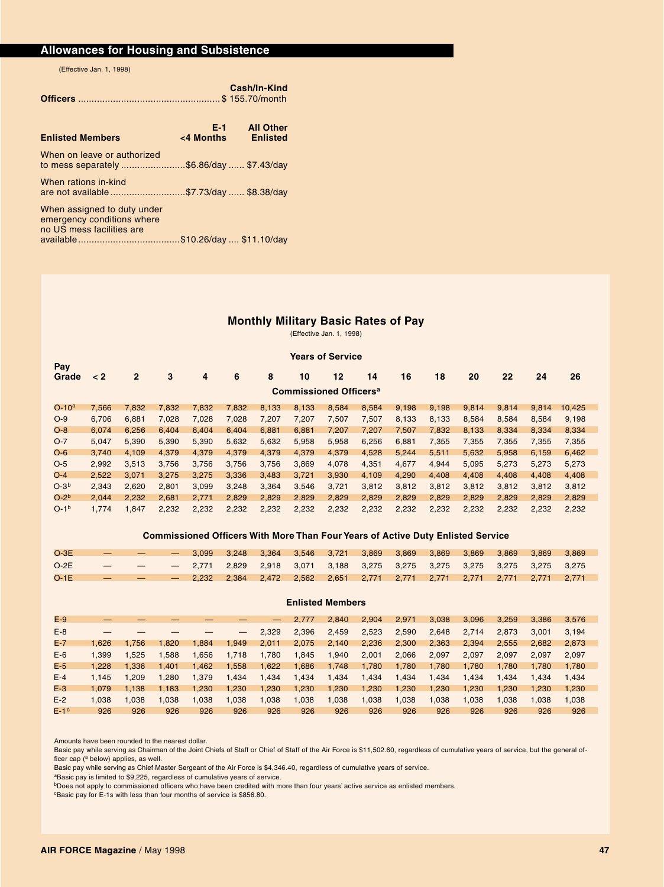## Allowances for Housing and Subsistence

(Effective Jan. 1, 1998)

| | Cash/In-Kind |
|---|---|
| **Officers** | $ 155.70/month |

| **Enlisted Members** | E-1 <4 Months | All Other Enlisted |
|---|---|---|
| When on leave or authorized to mess separately | $6.86/day | $7.43/day |
| When rations in-kind are not available | $7.73/day | $8.38/day |
| When assigned to duty under emergency conditions where no US mess facilities are available | $10.26/day | $11.10/day |

## Monthly Military Basic Rates of Pay

(Effective Jan. 1, 1998)

| Pay Grade | < 2 | 2 | 3 | 4 | 6 | 8 | 10 | 12 | 14 | 16 | 18 | 20 | 22 | 24 | 26 |
|---|---|---|---|---|---|---|---|---|---|---|---|---|---|---|---|
| | Years of Service | | | | | | | | | | | | | | |
| **Commissioned Officers[a]** | | | | | | | | | | | | | | | |
| O-10[a] | 7,566 | 7,832 | 7,832 | 7,832 | 7,832 | 8,133 | 8,133 | 8,584 | 8,584 | 9,198 | 9,198 | 9,814 | 9,814 | 9,814 | 10,425 |
| O-9 | 6,706 | 6,881 | 7,028 | 7,028 | 7,028 | 7,207 | 7,207 | 7,507 | 7,507 | 8,133 | 8,133 | 8,584 | 8,584 | 8,584 | 9,198 |
| O-8 | 6,074 | 6,256 | 6,404 | 6,404 | 6,404 | 6,881 | 6,881 | 7,207 | 7,207 | 7,507 | 7,832 | 8,133 | 8,334 | 8,334 | 8,334 |
| O-7 | 5,047 | 5,390 | 5,390 | 5,390 | 5,632 | 5,632 | 5,958 | 5,958 | 6,256 | 6,881 | 7,355 | 7,355 | 7,355 | 7,355 | 7,355 |
| O-6 | 3,740 | 4,109 | 4,379 | 4,379 | 4,379 | 4,379 | 4,379 | 4,379 | 4,528 | 5,244 | 5,511 | 5,632 | 5,958 | 6,159 | 6,462 |
| O-5 | 2,992 | 3,513 | 3,756 | 3,756 | 3,756 | 3,756 | 3,869 | 4,078 | 4,351 | 4,677 | 4,944 | 5,095 | 5,273 | 5,273 | 5,273 |
| O-4 | 2,522 | 3,071 | 3,275 | 3,275 | 3,336 | 3,483 | 3,721 | 3,930 | 4,109 | 4,290 | 4,408 | 4,408 | 4,408 | 4,408 | 4,408 |
| O-3[b] | 2,343 | 2,620 | 2,801 | 3,099 | 3,248 | 3,364 | 3,546 | 3,721 | 3,812 | 3,812 | 3,812 | 3,812 | 3,812 | 3,812 | 3,812 |
| O-2[b] | 2,044 | 2,232 | 2,681 | 2,771 | 2,829 | 2,829 | 2,829 | 2,829 | 2,829 | 2,829 | 2,829 | 2,829 | 2,829 | 2,829 | 2,829 |
| O-1[b] | 1,774 | 1,847 | 2,232 | 2,232 | 2,232 | 2,232 | 2,232 | 2,232 | 2,232 | 2,232 | 2,232 | 2,232 | 2,232 | 2,232 | 2,232 |
| **Commissioned Officers With More Than Four Years of Active Duty Enlisted Service** | | | | | | | | | | | | | | | |
| O-3E | — | — | — | 3,099 | 3,248 | 3,364 | 3,546 | 3,721 | 3,869 | 3,869 | 3,869 | 3,869 | 3,869 | 3,869 | 3,869 |
| O-2E | — | — | — | 2,771 | 2,829 | 2,918 | 3,071 | 3,188 | 3,275 | 3,275 | 3,275 | 3,275 | 3,275 | 3,275 | 3,275 |
| O-1E | — | — | — | 2,232 | 2,384 | 2,472 | 2,562 | 2,651 | 2,771 | 2,771 | 2,771 | 2,771 | 2,771 | 2,771 | 2,771 |
| **Enlisted Members** | | | | | | | | | | | | | | | |
| E-9 | — | — | — | — | — | — | 2,777 | 2,840 | 2,904 | 2,971 | 3,038 | 3,096 | 3,259 | 3,386 | 3,576 |
| E-8 | — | — | — | — | — | 2,329 | 2,396 | 2,459 | 2,523 | 2,590 | 2,648 | 2,714 | 2,873 | 3,001 | 3,194 |
| E-7 | 1,626 | 1,756 | 1,820 | 1,884 | 1,949 | 2,011 | 2,075 | 2,140 | 2,236 | 2,300 | 2,363 | 2,394 | 2,555 | 2,682 | 2,873 |
| E-6 | 1,399 | 1,525 | 1,588 | 1,656 | 1,718 | 1,780 | 1,845 | 1,940 | 2,001 | 2,066 | 2,097 | 2,097 | 2,097 | 2,097 | 2,097 |
| E-5 | 1,228 | 1,336 | 1,401 | 1,462 | 1,558 | 1,622 | 1,686 | 1,748 | 1,780 | 1,780 | 1,780 | 1,780 | 1,780 | 1,780 | 1,780 |
| E-4 | 1,145 | 1,209 | 1,280 | 1,379 | 1,434 | 1,434 | 1,434 | 1,434 | 1,434 | 1,434 | 1,434 | 1,434 | 1,434 | 1,434 | 1,434 |
| E-3 | 1,079 | 1,138 | 1,183 | 1,230 | 1,230 | 1,230 | 1,230 | 1,230 | 1,230 | 1,230 | 1,230 | 1,230 | 1,230 | 1,230 | 1,230 |
| E-2 | 1,038 | 1,038 | 1,038 | 1,038 | 1,038 | 1,038 | 1,038 | 1,038 | 1,038 | 1,038 | 1,038 | 1,038 | 1,038 | 1,038 | 1,038 |
| E-1[c] | 926 | 926 | 926 | 926 | 926 | 926 | 926 | 926 | 926 | 926 | 926 | 926 | 926 | 926 | 926 |

Amounts have been rounded to the nearest dollar.

Basic pay while serving as Chairman of the Joint Chiefs of Staff or Chief of Staff of the Air Force is $11,502.60, regardless of cumulative years of service, but the general officer cap ([a] below) applies, as well.

Basic pay while serving as Chief Master Sergeant of the Air Force is $4,346.40, regardless of cumulative years of service.

[a]Basic pay is limited to $9,225, regardless of cumulative years of service.

[b]Does not apply to commissioned officers who have been credited with more than four years' active service as enlisted members.

[c]Basic pay for E-1s with less than four months of service is $856.80.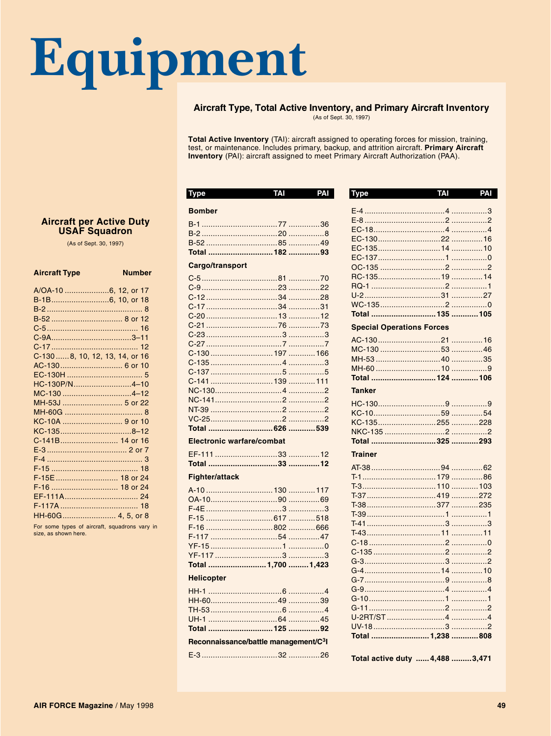# Equipment

## Aircraft per Active Duty USAF Squadron

(As of Sept. 30, 1997)

| Aircraft Type | Number |
|---|---|
| A/OA-10 | 6, 12, or 17 |
| B-1B | 6, 10, or 18 |
| B-2 | 8 |
| B-52 | 8 or 12 |
| C-5 | 16 |
| C-9A | 3–11 |
| C-17 | 12 |
| C-130 | 8, 10, 12, 13, 14, or 16 |
| AC-130 | 6 or 10 |
| EC-130H | 5 |
| HC-130P/N | 4–10 |
| MC-130 | 4–12 |
| MH-53J | 5 or 22 |
| MH-60G | 8 |
| KC-10A | 9 or 10 |
| KC-135 | 8–12 |
| C-141B | 14 or 16 |
| E-3 | 2 or 7 |
| F-4 | 3 |
| F-15 | 18 |
| F-15E | 18 or 24 |
| F-16 | 18 or 24 |
| EF-111A | 24 |
| F-117A | 18 |
| HH-60G | 4, 5, or 8 |

For some types of aircraft, squadrons vary in size, as shown here.

## Aircraft Type, Total Active Inventory, and Primary Aircraft Inventory

(As of Sept. 30, 1997)

**Total Active Inventory** (TAI): aircraft assigned to operating forces for mission, training, test, or maintenance. Includes primary, backup, and attrition aircraft. **Primary Aircraft Inventory** (PAI): aircraft assigned to meet Primary Aircraft Authorization (PAA).

| Type | TAI | PAI |
|---|---|---|
| **Bomber** | | |
| B-1 | 77 | 36 |
| B-2 | 20 | 8 |
| B-52 | 85 | 49 |
| **Total** | **182** | **93** |
| **Cargo/transport** | | |
| C-5 | 81 | 70 |
| C-9 | 23 | 22 |
| C-12 | 34 | 28 |
| C-17 | 34 | 31 |
| C-20 | 13 | 12 |
| C-21 | 76 | 73 |
| C-23 | 3 | 3 |
| C-27 | 7 | 7 |
| C-130 | 197 | 166 |
| C-135 | 4 | 3 |
| C-137 | 5 | 5 |
| C-141 | 139 | 111 |
| NC-130 | 4 | 2 |
| NC-141 | 2 | 2 |
| NT-39 | 2 | 2 |
| VC-25 | 2 | 2 |
| **Total** | **626** | **539** |
| **Electronic warfare/combat** | | |
| EF-111 | 33 | 12 |
| **Total** | **33** | **12** |
| **Fighter/attack** | | |
| A-10 | 130 | 117 |
| OA-10 | 90 | 69 |
| F-4E | 3 | 3 |
| F-15 | 617 | 518 |
| F-16 | 802 | 666 |
| F-117 | 54 | 47 |
| YF-15 | 1 | 0 |
| YF-117 | 3 | 3 |
| **Total** | **1,700** | **1,423** |
| **Helicopter** | | |
| HH-1 | 6 | 4 |
| HH-60 | 49 | 39 |
| TH-53 | 6 | 4 |
| UH-1 | 64 | 45 |
| **Total** | **125** | **92** |
| **Reconnaissance/battle management/C³I** | | |
| E-3 | 32 | 26 |
| E-4 | 4 | 3 |
| E-8 | 2 | 2 |
| EC-18 | 4 | 4 |
| EC-130 | 22 | 16 |
| EC-135 | 14 | 10 |
| EC-137 | 1 | 0 |
| OC-135 | 2 | 2 |
| RC-135 | 19 | 14 |
| RQ-1 | 2 | 1 |
| U-2 | 31 | 27 |
| WC-135 | 2 | 0 |
| **Total** | **135** | **105** |
| **Special Operations Forces** | | |
| AC-130 | 21 | 16 |
| MC-130 | 53 | 46 |
| MH-53 | 40 | 35 |
| MH-60 | 10 | 9 |
| **Total** | **124** | **106** |
| **Tanker** | | |
| HC-130 | 9 | 9 |
| KC-10 | 59 | 54 |
| KC-135 | 255 | 228 |
| NKC-135 | 2 | 2 |
| **Total** | **325** | **293** |
| **Trainer** | | |
| AT-38 | 94 | 62 |
| T-1 | 179 | 86 |
| T-3 | 110 | 103 |
| T-37 | 419 | 272 |
| T-38 | 377 | 235 |
| T-39 | 1 | 1 |
| T-41 | 3 | 3 |
| T-43 | 11 | 11 |
| C-18 | 2 | 0 |
| C-135 | 2 | 2 |
| G-3 | 3 | 2 |
| G-4 | 14 | 10 |
| G-7 | 9 | 8 |
| G-9 | 4 | 4 |
| G-10 | 1 | 1 |
| G-11 | 2 | 2 |
| U-2RT/ST | 4 | 4 |
| UV-18 | 3 | 2 |
| **Total** | **1,238** | **808** |
| **Total active duty** | **4,488** | **3,471** |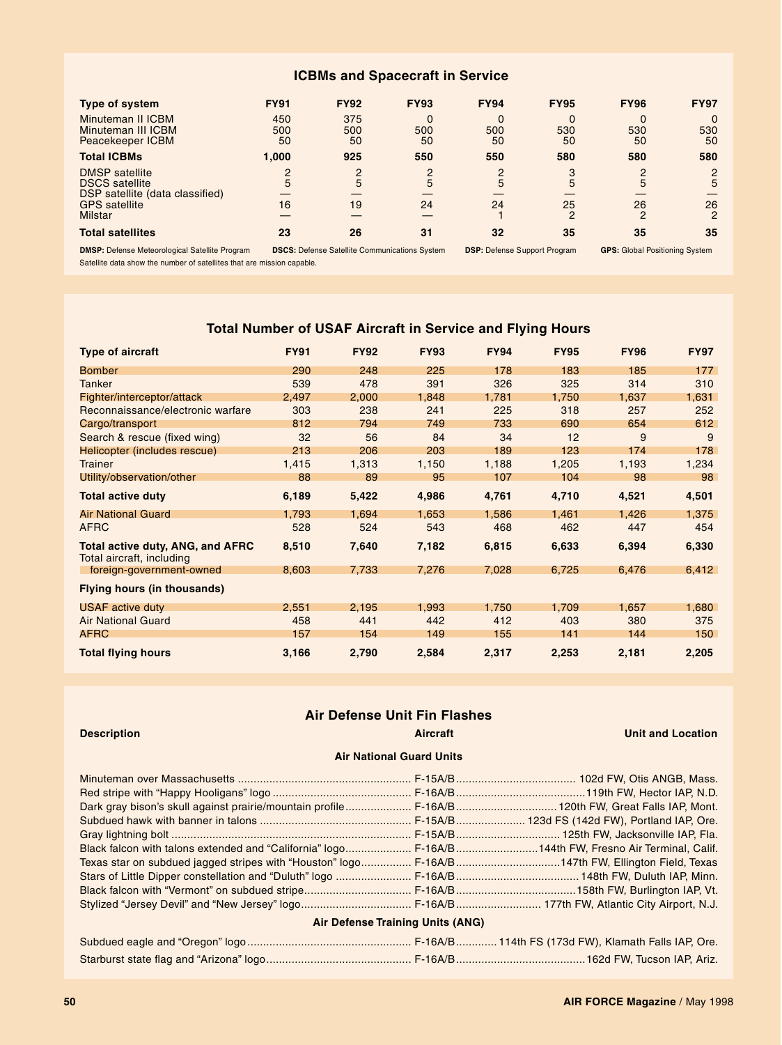## ICBMs and Spacecraft in Service

| Type of system | FY91 | FY92 | FY93 | FY94 | FY95 | FY96 | FY97 |
|---|---|---|---|---|---|---|---|
| Minuteman II ICBM | 450 | 375 | 0 | 0 | 0 | 0 | 0 |
| Minuteman III ICBM | 500 | 500 | 500 | 500 | 530 | 530 | 530 |
| Peacekeeper ICBM | 50 | 50 | 50 | 50 | 50 | 50 | 50 |
| **Total ICBMs** | **1,000** | **925** | **550** | **550** | **580** | **580** | **580** |
| DMSP satellite | 2 | 2 | 2 | 2 | 3 | 2 | 2 |
| DSCS satellite | 5 | 5 | 5 | 5 | 5 | 5 | 5 |
| DSP satellite (data classified) | — | — | — | — | — | — | — |
| GPS satellite | 16 | 19 | 24 | 24 | 25 | 26 | 26 |
| Milstar | — | — | — | 1 | 2 | 2 | 2 |
| **Total satellites** | **23** | **26** | **31** | **32** | **35** | **35** | **35** |

**DMSP:** Defense Meteorological Satellite Program **DSCS:** Defense Satellite Communications System **DSP:** Defense Support Program **GPS:** Global Positioning System

Satellite data show the number of satellites that are mission capable.

## Total Number of USAF Aircraft in Service and Flying Hours

| Type of aircraft | FY91 | FY92 | FY93 | FY94 | FY95 | FY96 | FY97 |
|---|---|---|---|---|---|---|---|
| Bomber | 290 | 248 | 225 | 178 | 183 | 185 | 177 |
| Tanker | 539 | 478 | 391 | 326 | 325 | 314 | 310 |
| Fighter/interceptor/attack | 2,497 | 2,000 | 1,848 | 1,781 | 1,750 | 1,637 | 1,631 |
| Reconnaissance/electronic warfare | 303 | 238 | 241 | 225 | 318 | 257 | 252 |
| Cargo/transport | 812 | 794 | 749 | 733 | 690 | 654 | 612 |
| Search & rescue (fixed wing) | 32 | 56 | 84 | 34 | 12 | 9 | 9 |
| Helicopter (includes rescue) | 213 | 206 | 203 | 189 | 123 | 174 | 178 |
| Trainer | 1,415 | 1,313 | 1,150 | 1,188 | 1,205 | 1,193 | 1,234 |
| Utility/observation/other | 88 | 89 | 95 | 107 | 104 | 98 | 98 |
| **Total active duty** | **6,189** | **5,422** | **4,986** | **4,761** | **4,710** | **4,521** | **4,501** |
| Air National Guard | 1,793 | 1,694 | 1,653 | 1,586 | 1,461 | 1,426 | 1,375 |
| AFRC | 528 | 524 | 543 | 468 | 462 | 447 | 454 |
| **Total active duty, ANG, and AFRC** | **8,510** | **7,640** | **7,182** | **6,815** | **6,633** | **6,394** | **6,330** |
| Total aircraft, including foreign-government-owned | 8,603 | 7,733 | 7,276 | 7,028 | 6,725 | 6,476 | 6,412 |
| **Flying hours (in thousands)** | | | | | | | |
| USAF active duty | 2,551 | 2,195 | 1,993 | 1,750 | 1,709 | 1,657 | 1,680 |
| Air National Guard | 458 | 441 | 442 | 412 | 403 | 380 | 375 |
| AFRC | 157 | 154 | 149 | 155 | 141 | 144 | 150 |
| **Total flying hours** | **3,166** | **2,790** | **2,584** | **2,317** | **2,253** | **2,181** | **2,205** |

## Air Defense Unit Fin Flashes

| Description | Aircraft | Unit and Location |
|---|---|---|
| **Air National Guard Units** | | |
| Minuteman over Massachusetts | F-15A/B | 102d FW, Otis ANGB, Mass. |
| Red stripe with "Happy Hooligans" logo | F-16A/B | 119th FW, Hector IAP, N.D. |
| Dark gray bison's skull against prairie/mountain profile | F-16A/B | 120th FW, Great Falls IAP, Mont. |
| Subdued hawk with banner in talons | F-15A/B | 123d FS (142d FW), Portland IAP, Ore. |
| Gray lightning bolt | F-15A/B | 125th FW, Jacksonville IAP, Fla. |
| Black falcon with talons extended and "California" logo | F-16A/B | 144th FW, Fresno Air Terminal, Calif. |
| Texas star on subdued jagged stripes with "Houston" logo | F-16A/B | 147th FW, Ellington Field, Texas |
| Stars of Little Dipper constellation and "Duluth" logo | F-16A/B | 148th FW, Duluth IAP, Minn. |
| Black falcon with "Vermont" on subdued stripe | F-16A/B | 158th FW, Burlington IAP, Vt. |
| Stylized "Jersey Devil" and "New Jersey" logo | F-16A/B | 177th FW, Atlantic City Airport, N.J. |
| **Air Defense Training Units (ANG)** | | |
| Subdued eagle and "Oregon" logo | F-16A/B | 114th FS (173d FW), Klamath Falls IAP, Ore. |
| Starburst state flag and "Arizona" logo | F-16A/B | 162d FW, Tucson IAP, Ariz. |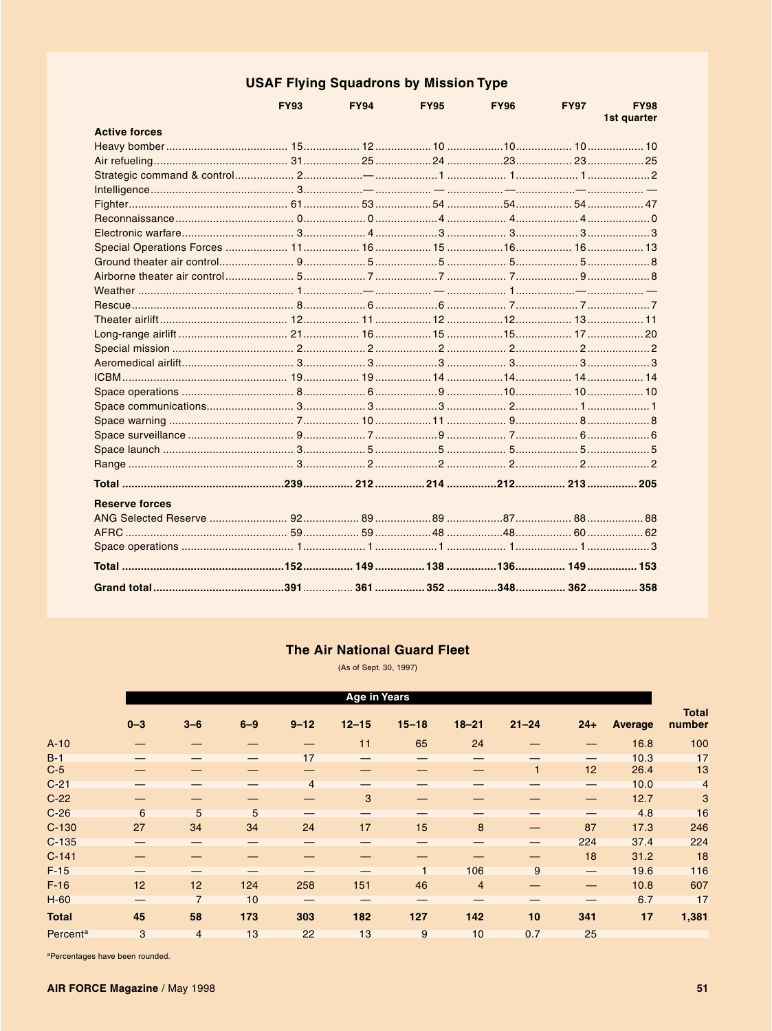## USAF Flying Squadrons by Mission Type

| | FY93 | FY94 | FY95 | FY96 | FY97 | FY98 1st quarter |
|---|---|---|---|---|---|---|
| **Active forces** | | | | | | |
| Heavy bomber | 15 | 12 | 10 | 10 | 10 | 10 |
| Air refueling | 31 | 25 | 24 | 23 | 23 | 25 |
| Strategic command & control | 2 | — | 1 | 1 | 1 | 2 |
| Intelligence | 3 | — | — | — | — | — |
| Fighter | 61 | 53 | 54 | 54 | 54 | 47 |
| Reconnaissance | 0 | 0 | 4 | 4 | 4 | 0 |
| Electronic warfare | 3 | 4 | 3 | 3 | 3 | 3 |
| Special Operations Forces | 11 | 16 | 15 | 16 | 16 | 13 |
| Ground theater air control | 9 | 5 | 5 | 5 | 5 | 8 |
| Airborne theater air control | 5 | 7 | 7 | 7 | 9 | 8 |
| Weather | 1 | — | — | 1 | — | — |
| Rescue | 8 | 6 | 6 | 7 | 7 | 7 |
| Theater airlift | 12 | 11 | 12 | 12 | 13 | 11 |
| Long-range airlift | 21 | 16 | 15 | 15 | 17 | 20 |
| Special mission | 2 | 2 | 2 | 2 | 2 | 2 |
| Aeromedical airlift | 3 | 3 | 3 | 3 | 3 | 3 |
| ICBM | 19 | 19 | 14 | 14 | 14 | 14 |
| Space operations | 8 | 6 | 9 | 10 | 10 | 10 |
| Space communications | 3 | 3 | 3 | 2 | 1 | 1 |
| Space warning | 7 | 10 | 11 | 9 | 8 | 8 |
| Space surveillance | 9 | 7 | 9 | 7 | 6 | 6 |
| Space launch | 3 | 5 | 5 | 5 | 5 | 5 |
| Range | 3 | 2 | 2 | 2 | 2 | 2 |
| **Total** | **239** | **212** | **214** | **212** | **213** | **205** |
| **Reserve forces** | | | | | | |
| ANG Selected Reserve | 92 | 89 | 89 | 87 | 88 | 88 |
| AFRC | 59 | 59 | 48 | 48 | 60 | 62 |
| Space operations | 1 | 1 | 1 | 1 | 1 | 3 |
| **Total** | **152** | **149** | **138** | **136** | **149** | **153** |
| **Grand total** | **391** | **361** | **352** | **348** | **362** | **358** |

## The Air National Guard Fleet

(As of Sept. 30, 1997)

| | Age in Years | | | | | | | | | | |
|---|---|---|---|---|---|---|---|---|---|---|---|
| | 0–3 | 3–6 | 6–9 | 9–12 | 12–15 | 15–18 | 18–21 | 21–24 | 24+ | Average | Total number |
| A-10 | — | — | — | — | 11 | 65 | 24 | — | — | 16.8 | 100 |
| B-1 | — | — | — | 17 | — | — | — | — | — | 10.3 | 17 |
| C-5 | — | — | — | — | — | — | — | 1 | 12 | 26.4 | 13 |
| C-21 | — | — | — | 4 | — | — | — | — | — | 10.0 | 4 |
| C-22 | — | — | — | — | 3 | — | — | — | — | 12.7 | 3 |
| C-26 | 6 | 5 | 5 | — | — | — | — | — | — | 4.8 | 16 |
| C-130 | 27 | 34 | 34 | 24 | 17 | 15 | 8 | — | 87 | 17.3 | 246 |
| C-135 | — | — | — | — | — | — | — | — | 224 | 37.4 | 224 |
| C-141 | — | — | — | — | — | — | — | — | 18 | 31.2 | 18 |
| F-15 | — | — | — | — | — | 1 | 106 | 9 | — | 19.6 | 116 |
| F-16 | 12 | 12 | 124 | 258 | 151 | 46 | 4 | — | — | 10.8 | 607 |
| H-60 | — | 7 | 10 | — | — | — | — | — | — | 6.7 | 17 |
| **Total** | **45** | **58** | **173** | **303** | **182** | **127** | **142** | **10** | **341** | **17** | **1,381** |
| Percent[a] | 3 | 4 | 13 | 22 | 13 | 9 | 10 | 0.7 | 25 | | |

[a]Percentages have been rounded.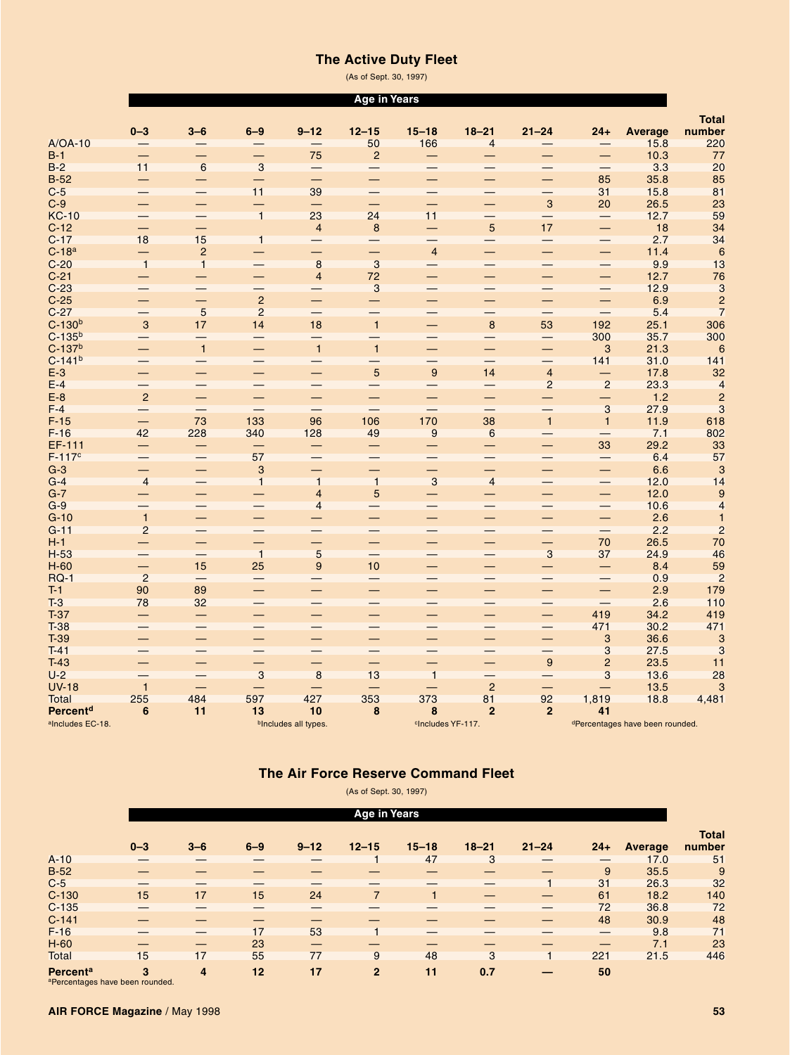## The Active Duty Fleet

(As of Sept. 30, 1997)

| | Age in Years | | | | | | | | | | |
|---|---|---|---|---|---|---|---|---|---|---|---|
| | 0–3 | 3–6 | 6–9 | 9–12 | 12–15 | 15–18 | 18–21 | 21–24 | 24+ | Average | Total number |
| A/OA-10 | — | — | — | — | 50 | 166 | 4 | — | — | 15.8 | 220 |
| B-1 | — | — | — | 75 | 2 | — | — | — | — | 10.3 | 77 |
| B-2 | 11 | 6 | 3 | — | — | — | — | — | — | 3.3 | 20 |
| B-52 | — | — | — | — | — | — | — | — | 85 | 35.8 | 85 |
| C-5 | — | — | 11 | 39 | — | — | — | — | 31 | 15.8 | 81 |
| C-9 | — | — | — | — | — | — | — | 3 | 20 | 26.5 | 23 |
| KC-10 | — | — | 1 | 23 | 24 | 11 | — | — | — | 12.7 | 59 |
| C-12 | — | — | | 4 | 8 | — | 5 | 17 | — | 18 | 34 |
| C-17 | 18 | 15 | 1 | — | — | — | — | — | — | 2.7 | 34 |
| C-18[a] | — | 2 | — | — | — | 4 | — | — | — | 11.4 | 6 |
| C-20 | 1 | 1 | — | 8 | 3 | — | — | — | — | 9.9 | 13 |
| C-21 | — | — | — | 4 | 72 | — | — | — | — | 12.7 | 76 |
| C-23 | — | — | — | — | 3 | — | — | — | — | 12.9 | 3 |
| C-25 | — | — | 2 | — | — | — | — | — | — | 6.9 | 2 |
| C-27 | — | 5 | 2 | — | — | — | — | — | — | 5.4 | 7 |
| C-130[b] | 3 | 17 | 14 | 18 | 1 | — | 8 | 53 | 192 | 25.1 | 306 |
| C-135[b] | — | — | — | — | — | — | — | — | 300 | 35.7 | 300 |
| C-137[b] | — | 1 | — | 1 | 1 | — | — | — | 3 | 21.3 | 6 |
| C-141[b] | — | — | — | — | — | — | — | — | 141 | 31.0 | 141 |
| E-3 | — | — | — | — | 5 | 9 | 14 | 4 | — | 17.8 | 32 |
| E-4 | — | — | — | — | — | — | — | 2 | 2 | 23.3 | 4 |
| E-8 | 2 | — | — | — | — | — | — | — | — | 1.2 | 2 |
| F-4 | — | — | — | — | — | — | — | — | 3 | 27.9 | 3 |
| F-15 | — | 73 | 133 | 96 | 106 | 170 | 38 | 1 | 1 | 11.9 | 618 |
| F-16 | 42 | 228 | 340 | 128 | 49 | 9 | 6 | — | — | 7.1 | 802 |
| EF-111 | — | — | — | — | — | — | — | — | 33 | 29.2 | 33 |
| F-117[c] | — | — | 57 | — | — | — | — | — | — | 6.4 | 57 |
| G-3 | — | — | 3 | — | — | — | — | — | — | 6.6 | 3 |
| G-4 | 4 | — | 1 | 1 | 1 | 3 | 4 | — | — | 12.0 | 14 |
| G-7 | — | — | — | 4 | 5 | — | — | — | — | 12.0 | 9 |
| G-9 | — | — | — | 4 | — | — | — | — | — | 10.6 | 4 |
| G-10 | 1 | — | — | — | — | — | — | — | — | 2.6 | 1 |
| G-11 | 2 | — | — | — | — | — | — | — | — | 2.2 | 2 |
| H-1 | — | — | — | — | — | — | — | — | 70 | 26.5 | 70 |
| H-53 | — | — | 1 | 5 | — | — | — | 3 | 37 | 24.9 | 46 |
| H-60 | — | 15 | 25 | 9 | 10 | — | — | — | — | 8.4 | 59 |
| RQ-1 | 2 | — | — | — | — | — | — | — | — | 0.9 | 2 |
| T-1 | 90 | 89 | — | — | — | — | — | — | — | 2.9 | 179 |
| T-3 | 78 | 32 | — | — | — | — | — | — | — | 2.6 | 110 |
| T-37 | — | — | — | — | — | — | — | — | 419 | 34.2 | 419 |
| T-38 | — | — | — | — | — | — | — | — | 471 | 30.2 | 471 |
| T-39 | — | — | — | — | — | — | — | — | 3 | 36.6 | 3 |
| T-41 | — | — | — | — | — | — | — | — | 3 | 27.5 | 3 |
| T-43 | — | — | — | — | — | — | — | 9 | 2 | 23.5 | 11 |
| U-2 | — | — | 3 | 8 | 13 | 1 | — | — | 3 | 13.6 | 28 |
| UV-18 | 1 | — | — | — | — | — | 2 | — | — | 13.5 | 3 |
| Total | 255 | 484 | 597 | 427 | 353 | 373 | 81 | 92 | 1,819 | 18.8 | 4,481 |
| **Percent[d]** | **6** | **11** | **13** | **10** | **8** | **8** | **2** | **2** | **41** | | |

[a]Includes EC-18. [b]Includes all types. [c]Includes YF-117. [d]Percentages have been rounded.

## The Air Force Reserve Command Fleet

(As of Sept. 30, 1997)

| | Age in Years | | | | | | | | | | |
|---|---|---|---|---|---|---|---|---|---|---|---|
| | 0–3 | 3–6 | 6–9 | 9–12 | 12–15 | 15–18 | 18–21 | 21–24 | 24+ | Average | Total number |
| A-10 | — | — | — | — | 1 | 47 | 3 | — | — | 17.0 | 51 |
| B-52 | — | — | — | — | — | — | — | — | 9 | 35.5 | 9 |
| C-5 | — | — | — | — | — | — | — | 1 | 31 | 26.3 | 32 |
| C-130 | 15 | 17 | 15 | 24 | 7 | 1 | — | — | 61 | 18.2 | 140 |
| C-135 | — | — | — | — | — | — | — | — | 72 | 36.8 | 72 |
| C-141 | — | — | — | — | — | — | — | — | 48 | 30.9 | 48 |
| F-16 | — | — | 17 | 53 | 1 | — | — | — | — | 9.8 | 71 |
| H-60 | — | — | 23 | — | — | — | — | — | — | 7.1 | 23 |
| Total | 15 | 17 | 55 | 77 | 9 | 48 | 3 | 1 | 221 | 21.5 | 446 |
| **Percent[a]** | **3** | **4** | **12** | **17** | **2** | **11** | **0.7** | **—** | **50** | | |

[a]Percentages have been rounded.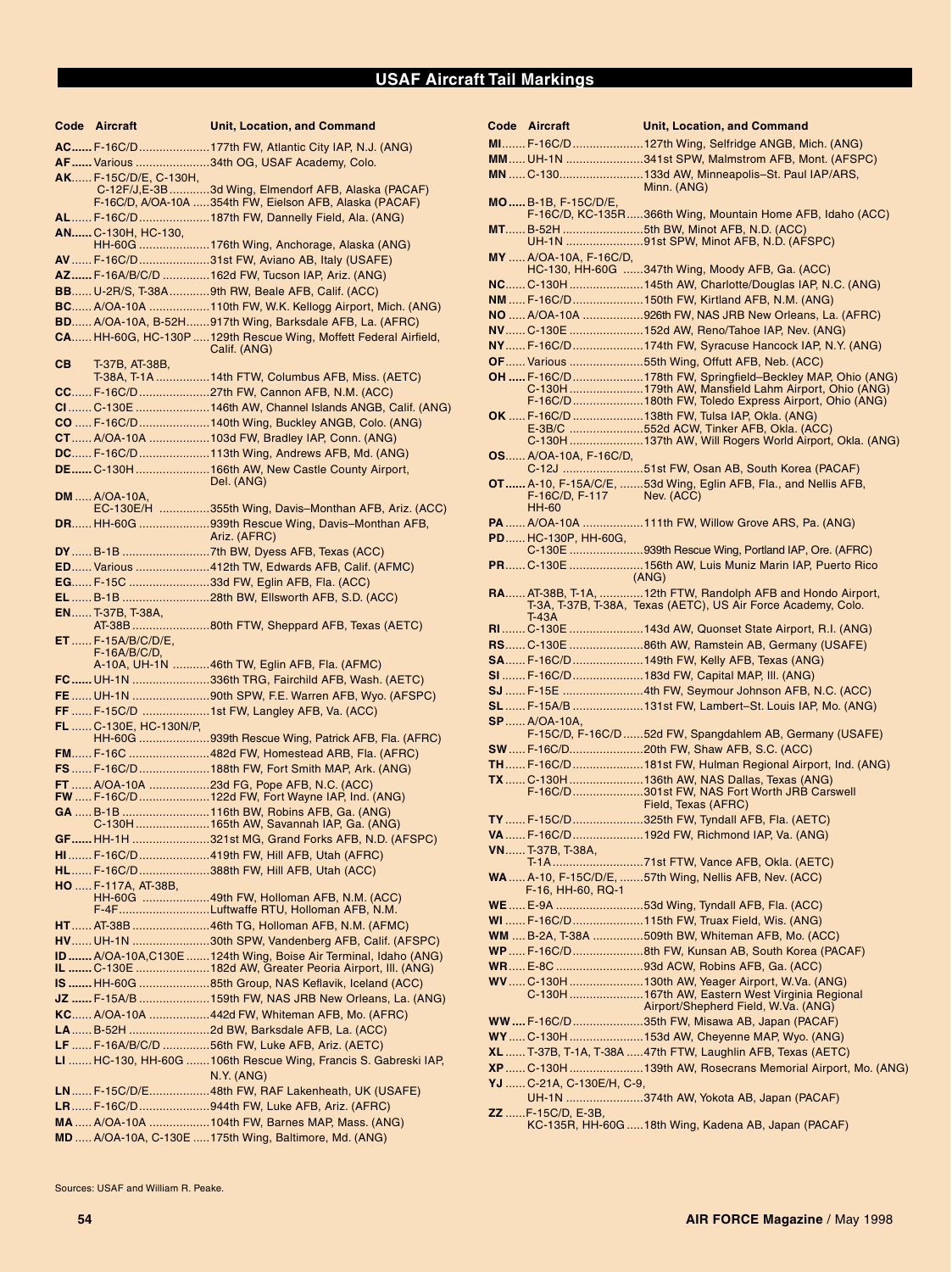## USAF Aircraft Tail Markings

| Code | Aircraft | Unit, Location, and Command |
|---|---|---|
| AC | F-16C/D | 177th FW, Atlantic City IAP, N.J. (ANG) |
| AF | Various | 34th OG, USAF Academy, Colo. |
| AK | F-15C/D/E, C-130H, C-12F/J,E-3B | 3d Wing, Elmendorf AFB, Alaska (PACAF) |
| | F-16C/D, A/OA-10A | 354th FW, Eielson AFB, Alaska (PACAF) |
| AL | F-16C/D | 187th FW, Dannelly Field, Ala. (ANG) |
| AN | C-130H, HC-130, HH-60G | 176th Wing, Anchorage, Alaska (ANG) |
| AV | F-16C/D | 31st FW, Aviano AB, Italy (USAFE) |
| AZ | F-16A/B/C/D | 162d FW, Tucson IAP, Ariz. (ANG) |
| BB | U-2R/S, T-38A | 9th RW, Beale AFB, Calif. (ACC) |
| BC | A/OA-10A | 110th FW, W.K. Kellogg Airport, Mich. (ANG) |
| BD | A/OA-10A, B-52H | 917th Wing, Barksdale AFB, La. (AFRC) |
| CA | HH-60G, HC-130P | 129th Rescue Wing, Moffett Federal Airfield, Calif. (ANG) |
| CB | T-37B, AT-38B, T-38A, T-1A | 14th FTW, Columbus AFB, Miss. (AETC) |
| CC | F-16C/D | 27th FW, Cannon AFB, N.M. (ACC) |
| CI | C-130E | 146th AW, Channel Islands ANGB, Calif. (ANG) |
| CO | F-16C/D | 140th Wing, Buckley ANGB, Colo. (ANG) |
| CT | A/OA-10A | 103d FW, Bradley IAP, Conn. (ANG) |
| DC | F-16C/D | 113th Wing, Andrews AFB, Md. (ANG) |
| DE | C-130H | 166th AW, New Castle County Airport, Del. (ANG) |
| DM | A/OA-10A, EC-130E/H | 355th Wing, Davis–Monthan AFB, Ariz. (ACC) |
| DR | HH-60G | 939th Rescue Wing, Davis–Monthan AFB, Ariz. (AFRC) |
| DY | B-1B | 7th BW, Dyess AFB, Texas (ACC) |
| ED | Various | 412th TW, Edwards AFB, Calif. (AFMC) |
| EG | F-15C | 33d FW, Eglin AFB, Fla. (ACC) |
| EL | B-1B | 28th BW, Ellsworth AFB, S.D. (ACC) |
| EN | T-37B, T-38A, AT-38B | 80th FTW, Sheppard AFB, Texas (AETC) |
| ET | F-15A/B/C/D/E, F-16A/B/C/D, A-10A, UH-1N | 46th TW, Eglin AFB, Fla. (AFMC) |
| FC | UH-1N | 336th TRG, Fairchild AFB, Wash. (AETC) |
| FE | UH-1N | 90th SPW, F.E. Warren AFB, Wyo. (AFSPC) |
| FF | F-15C/D | 1st FW, Langley AFB, Va. (ACC) |
| FL | C-130E, HC-130N/P, HH-60G | 939th Rescue Wing, Patrick AFB, Fla. (AFRC) |
| FM | F-16C | 482d FW, Homestead ARB, Fla. (AFRC) |
| FS | F-16C/D | 188th FW, Fort Smith MAP, Ark. (ANG) |
| FT | A/OA-10A | 23d FG, Pope AFB, N.C. (ACC) |
| FW | F-16C/D | 122d FW, Fort Wayne IAP, Ind. (ANG) |
| GA | B-1B | 116th BW, Robins AFB, Ga. (ANG) |
| | C-130H | 165th AW, Savannah IAP, Ga. (ANG) |
| GF | HH-1H | 321st MG, Grand Forks AFB, N.D. (AFSPC) |
| HI | F-16C/D | 419th FW, Hill AFB, Utah (AFRC) |
| HL | F-16C/D | 388th FW, Hill AFB, Utah (ACC) |
| HO | F-117A, AT-38B, HH-60G | 49th FW, Holloman AFB, N.M. (ACC) |
| | F-4F | Luftwaffe RTU, Holloman AFB, N.M. |
| HT | AT-38B | 46th TG, Holloman AFB, N.M. (AFMC) |
| HV | UH-1N | 30th SPW, Vandenberg AFB, Calif. (AFSPC) |
| ID | A/OA-10A,C130E | 124th Wing, Boise Air Terminal, Idaho (ANG) |
| IL | C-130E | 182d AW, Greater Peoria Airport, Ill. (ANG) |
| IS | HH-60G | 85th Group, NAS Keflavik, Iceland (ACC) |
| JZ | F-15A/B | 159th FW, NAS JRB New Orleans, La. (ANG) |
| KC | A/OA-10A | 442d FW, Whiteman AFB, Mo. (AFRC) |
| LA | B-52H | 2d BW, Barksdale AFB, La. (ACC) |
| LF | F-16A/B/C/D | 56th FW, Luke AFB, Ariz. (AETC) |
| LI | HC-130, HH-60G | 106th Rescue Wing, Francis S. Gabreski IAP, N.Y. (ANG) |
| LN | F-15C/D/E | 48th FW, RAF Lakenheath, UK (USAFE) |
| LR | F-16C/D | 944th FW, Luke AFB, Ariz. (AFRC) |
| MA | A/OA-10A | 104th FW, Barnes MAP, Mass. (ANG) |
| MD | A/OA-10A, C-130E | 175th Wing, Baltimore, Md. (ANG) |
| MI | F-16C/D | 127th Wing, Selfridge ANGB, Mich. (ANG) |
| MM | UH-1N | 341st SPW, Malmstrom AFB, Mont. (AFSPC) |
| MN | C-130 | 133d AW, Minneapolis–St. Paul IAP/ARS, Minn. (ANG) |
| MO | B-1B, F-15C/D/E, F-16C/D, KC-135R | 366th Wing, Mountain Home AFB, Idaho (ACC) |
| MT | B-52H | 5th BW, Minot AFB, N.D. (ACC) |
| | UH-1N | 91st SPW, Minot AFB, N.D. (AFSPC) |
| MY | A/OA-10A, F-16C/D, HC-130, HH-60G | 347th Wing, Moody AFB, Ga. (ACC) |
| NC | C-130H | 145th AW, Charlotte/Douglas IAP, N.C. (ANG) |
| NM | F-16C/D | 150th FW, Kirtland AFB, N.M. (ANG) |
| NO | A/OA-10A | 926th FW, NAS JRB New Orleans, La. (AFRC) |
| NV | C-130E | 152d AW, Reno/Tahoe IAP, Nev. (ANG) |
| NY | F-16C/D | 174th FW, Syracuse Hancock IAP, N.Y. (ANG) |
| OF | Various | 55th Wing, Offutt AFB, Neb. (ACC) |
| OH | F-16C/D | 178th FW, Springfield–Beckley MAP, Ohio (ANG) |
| | C-130H | 179th AW, Mansfield Lahm Airport, Ohio (ANG) |
| | F-16C/D | 180th FW, Toledo Express Airport, Ohio (ANG) |
| OK | F-16C/D | 138th FW, Tulsa IAP, Okla. (ANG) |
| | E-3B/C | 552d ACW, Tinker AFB, Okla. (ACC) |
| | C-130H | 137th AW, Will Rogers World Airport, Okla. (ANG) |
| OS | A/OA-10A, F-16C/D, C-12J | 51st FW, Osan AB, South Korea (PACAF) |
| OT | A-10, F-15A/C/E, F-16C/D, F-117 HH-60 | 53d Wing, Eglin AFB, Fla., and Nellis AFB, Nev. (ACC) |
| PA | A/OA-10A | 111th FW, Willow Grove ARS, Pa. (ANG) |
| PD | HC-130P, HH-60G, C-130E | 939th Rescue Wing, Portland IAP, Ore. (AFRC) |
| PR | C-130E | 156th AW, Luis Muniz Marin IAP, Puerto Rico (ANG) |
| RA | AT-38B, T-1A, T-3A, T-37B, T-38A, T-43A | 12th FTW, Randolph AFB and Hondo Airport, Texas (AETC), US Air Force Academy, Colo. |
| RI | C-130E | 143d AW, Quonset State Airport, R.I. (ANG) |
| RS | C-130E | 86th AW, Ramstein AB, Germany (USAFE) |
| SA | F-16C/D | 149th FW, Kelly AFB, Texas (ANG) |
| SI | F-16C/D | 183d FW, Capital MAP, Ill. (ANG) |
| SJ | F-15E | 4th FW, Seymour Johnson AFB, N.C. (ACC) |
| SL | F-15A/B | 131st FW, Lambert–St. Louis IAP, Mo. (ANG) |
| SP | A/OA-10A, F-15C/D, F-16C/D | 52d FW, Spangdahlem AB, Germany (USAFE) |
| SW | F-16C/D | 20th FW, Shaw AFB, S.C. (ACC) |
| TH | F-16C/D | 181st FW, Hulman Regional Airport, Ind. (ANG) |
| TX | C-130H | 136th AW, NAS Dallas, Texas (ANG) |
| | F-16C/D | 301st FW, NAS Fort Worth JRB Carswell Field, Texas (AFRC) |
| TY | F-15C/D | 325th FW, Tyndall AFB, Fla. (AETC) |
| VA | F-16C/D | 192d FW, Richmond IAP, Va. (ANG) |
| VN | T-37B, T-38A, T-1A | 71st FTW, Vance AFB, Okla. (AETC) |
| WA | A-10, F-15C/D/E, F-16, HH-60, RQ-1 | 57th Wing, Nellis AFB, Nev. (ACC) |
| WE | E-9A | 53d Wing, Tyndall AFB, Fla. (ACC) |
| WI | F-16C/D | 115th FW, Truax Field, Wis. (ANG) |
| WM | B-2A, T-38A | 509th BW, Whiteman AFB, Mo. (ACC) |
| WP | F-16C/D | 8th FW, Kunsan AB, South Korea (PACAF) |
| WR | E-8C | 93d ACW, Robins AFB, Ga. (ACC) |
| WV | C-130H | 130th AW, Yeager Airport, W.Va. (ANG) |
| | C-130H | 167th AW, Eastern West Virginia Regional Airport/Shepherd Field, W.Va. (ANG) |
| WW | F-16C/D | 35th FW, Misawa AB, Japan (PACAF) |
| WY | C-130H | 153d AW, Cheyenne MAP, Wyo. (ANG) |
| XL | T-37B, T-1A, T-38A | 47th FTW, Laughlin AFB, Texas (AETC) |
| XP | C-130H | 139th AW, Rosecrans Memorial Airport, Mo. (ANG) |
| YJ | C-21A, C-130E/H, C-9, UH-1N | 374th AW, Yokota AB, Japan (PACAF) |
| ZZ | F-15C/D, E-3B, KC-135R, HH-60G | 18th Wing, Kadena AB, Japan (PACAF) |

Sources: USAF and William R. Peake.